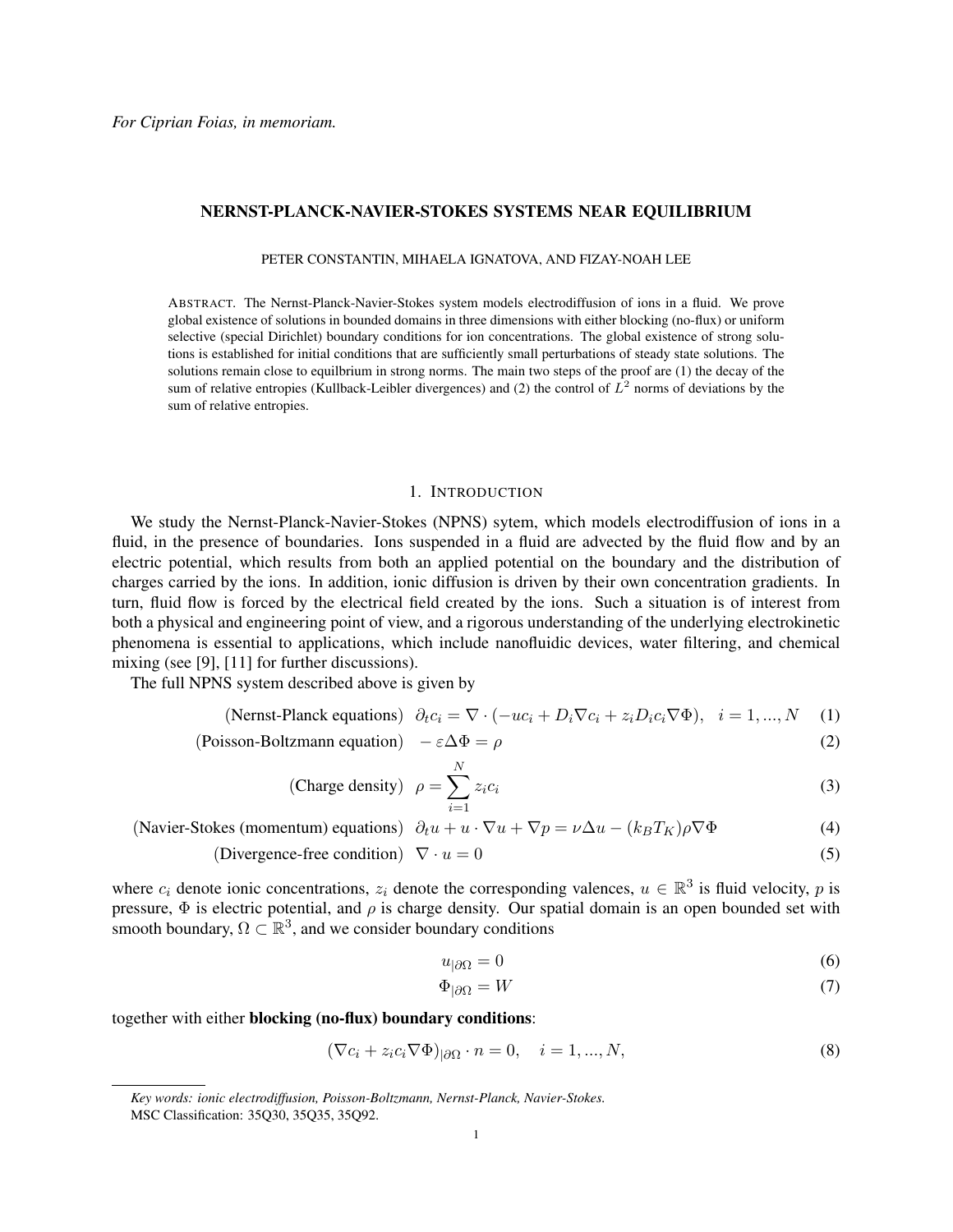*For Ciprian Foias, in memoriam.*

# NERNST-PLANCK-NAVIER-STOKES SYSTEMS NEAR EQUILIBRIUM

PETER CONSTANTIN, MIHAELA IGNATOVA, AND FIZAY-NOAH LEE

ABSTRACT. The Nernst-Planck-Navier-Stokes system models electrodiffusion of ions in a fluid. We prove global existence of solutions in bounded domains in three dimensions with either blocking (no-flux) or uniform selective (special Dirichlet) boundary conditions for ion concentrations. The global existence of strong solutions is established for initial conditions that are sufficiently small perturbations of steady state solutions. The solutions remain close to equilbrium in strong norms. The main two steps of the proof are (1) the decay of the sum of relative entropies (Kullback-Leibler divergences) and (2) the control of $L^2$ norms of deviations by the sum of relative entropies.

## 1. INTRODUCTION

We study the Nernst-Planck-Navier-Stokes (NPNS) sytem, which models electrodiffusion of ions in a fluid, in the presence of boundaries. Ions suspended in a fluid are advected by the fluid flow and by an electric potential, which results from both an applied potential on the boundary and the distribution of charges carried by the ions. In addition, ionic diffusion is driven by their own concentration gradients. In turn, fluid flow is forced by the electrical field created by the ions. Such a situation is of interest from both a physical and engineering point of view, and a rigorous understanding of the underlying electrokinetic phenomena is essential to applications, which include nanofluidic devices, water filtering, and chemical mixing (see [9], [11] for further discussions).

The full NPNS system described above is given by

$$\text{(Nernst-Planck equations)} \quad \partial_t c_i = \nabla \cdot (-uc_i + D_i \nabla c_i + z_i D_i c_i \nabla \Phi), \quad i = 1, ..., N \tag{1}$$

$$\text{(Poisson-Boltzmann equation)} \quad -\varepsilon \Delta \Phi = \rho \tag{2}$$

$$\text{(Charge density)} \quad \rho = \sum_{i=1}^{N} z_i c_i \tag{3}$$

$$\text{(Navier-Stokes (momentum) equations)} \quad \partial_t u + u \cdot \nabla u + \nabla p = \nu \Delta u - (k_B T_K) \rho \nabla \Phi \tag{4}$$

$$\text{(Divergence-free condition)} \quad \nabla \cdot u = 0 \tag{5}$$

where $c_i$ denote ionic concentrations, $z_i$ denote the corresponding valences, $u \in \mathbb{R}^3$ is fluid velocity, $p$ is pressure, $\Phi$ is electric potential, and $\rho$ is charge density. Our spatial domain is an open bounded set with smooth boundary, $\Omega \subset \mathbb{R}^3$, and we consider boundary conditions

$$u_{|\partial\Omega} = 0 \tag{6}$$

$$\Phi_{|\partial\Omega} = W \tag{7}$$

together with either **blocking (no-flux) boundary conditions**:

$$(\nabla c_i + z_i c_i \nabla \Phi)_{|\partial\Omega} \cdot n = 0, \quad i = 1, ..., N, \tag{8}$$

---

*Key words: ionic electrodiffusion, Poisson-Boltzmann, Nernst-Planck, Navier-Stokes.*
MSC Classification: 35Q30, 35Q35, 35Q92.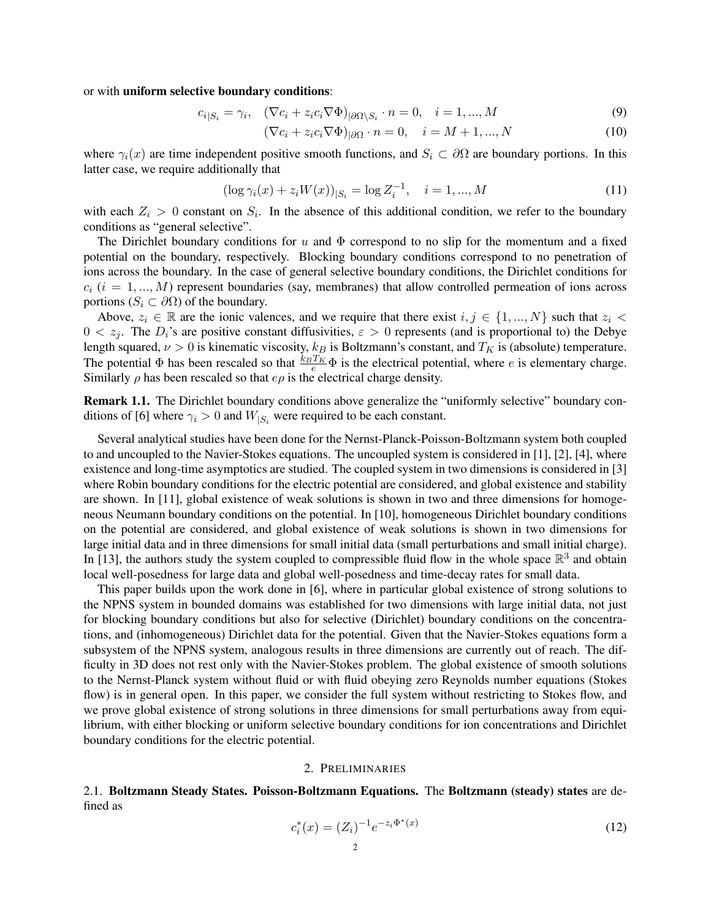or with **uniform selective boundary conditions**:

$$c_{i|S_i} = \gamma_i, \quad (\nabla c_i + z_i c_i \nabla\Phi)_{|\partial\Omega\setminus S_i} \cdot n = 0, \quad i = 1, ..., M \tag{9}$$

$$(\nabla c_i + z_i c_i \nabla\Phi)_{|\partial\Omega} \cdot n = 0, \quad i = M+1, ..., N \tag{10}$$

where $\gamma_i(x)$ are time independent positive smooth functions, and $S_i \subset \partial\Omega$ are boundary portions. In this latter case, we require additionally that

$$(\log \gamma_i(x) + z_i W(x))_{|S_i} = \log Z_i^{-1}, \quad i = 1, ..., M \tag{11}$$

with each $Z_i > 0$ constant on $S_i$. In the absence of this additional condition, we refer to the boundary conditions as "general selective".

The Dirichlet boundary conditions for $u$ and $\Phi$ correspond to no slip for the momentum and a fixed potential on the boundary, respectively. Blocking boundary conditions correspond to no penetration of ions across the boundary. In the case of general selective boundary conditions, the Dirichlet conditions for $c_i$ ($i = 1, ..., M$) represent boundaries (say, membranes) that allow controlled permeation of ions across portions ($S_i \subset \partial\Omega$) of the boundary.

Above, $z_i \in \mathbb{R}$ are the ionic valences, and we require that there exist $i, j \in \{1, ..., N\}$ such that $z_i < 0 < z_j$. The $D_i$'s are positive constant diffusivities, $\varepsilon > 0$ represents (and is proportional to) the Debye length squared, $\nu > 0$ is kinematic viscosity, $k_B$ is Boltzmann's constant, and $T_K$ is (absolute) temperature. The potential $\Phi$ has been rescaled so that $\frac{k_B T_K}{e}\Phi$ is the electrical potential, where $e$ is elementary charge. Similarly $\rho$ has been rescaled so that $e\rho$ is the electrical charge density.

**Remark 1.1.** The Dirichlet boundary conditions above generalize the "uniformly selective" boundary conditions of [6] where $\gamma_i > 0$ and $W_{|S_i}$ were required to be each constant.

Several analytical studies have been done for the Nernst-Planck-Poisson-Boltzmann system both coupled to and uncoupled to the Navier-Stokes equations. The uncoupled system is considered in [1], [2], [4], where existence and long-time asymptotics are studied. The coupled system in two dimensions is considered in [3] where Robin boundary conditions for the electric potential are considered, and global existence and stability are shown. In [11], global existence of weak solutions is shown in two and three dimensions for homogeneous Neumann boundary conditions on the potential. In [10], homogeneous Dirichlet boundary conditions on the potential are considered, and global existence of weak solutions is shown in two dimensions for large initial data and in three dimensions for small initial data (small perturbations and small initial charge). In [13], the authors study the system coupled to compressible fluid flow in the whole space $\mathbb{R}^3$ and obtain local well-posedness for large data and global well-posedness and time-decay rates for small data.

This paper builds upon the work done in [6], where in particular global existence of strong solutions to the NPNS system in bounded domains was established for two dimensions with large initial data, not just for blocking boundary conditions but also for selective (Dirichlet) boundary conditions on the concentrations, and (inhomogeneous) Dirichlet data for the potential. Given that the Navier-Stokes equations form a subsystem of the NPNS system, analogous results in three dimensions are currently out of reach. The difficulty in 3D does not rest only with the Navier-Stokes problem. The global existence of smooth solutions to the Nernst-Planck system without fluid or with fluid obeying zero Reynolds number equations (Stokes flow) is in general open. In this paper, we consider the full system without restricting to Stokes flow, and we prove global existence of strong solutions in three dimensions for small perturbations away from equilibrium, with either blocking or uniform selective boundary conditions for ion concentrations and Dirichlet boundary conditions for the electric potential.

## 2. Preliminaries

**2.1. Boltzmann Steady States. Poisson-Boltzmann Equations.** The **Boltzmann (steady) states** are defined as

$$c_i^*(x) = (Z_i)^{-1} e^{-z_i \Phi^*(x)} \tag{12}$$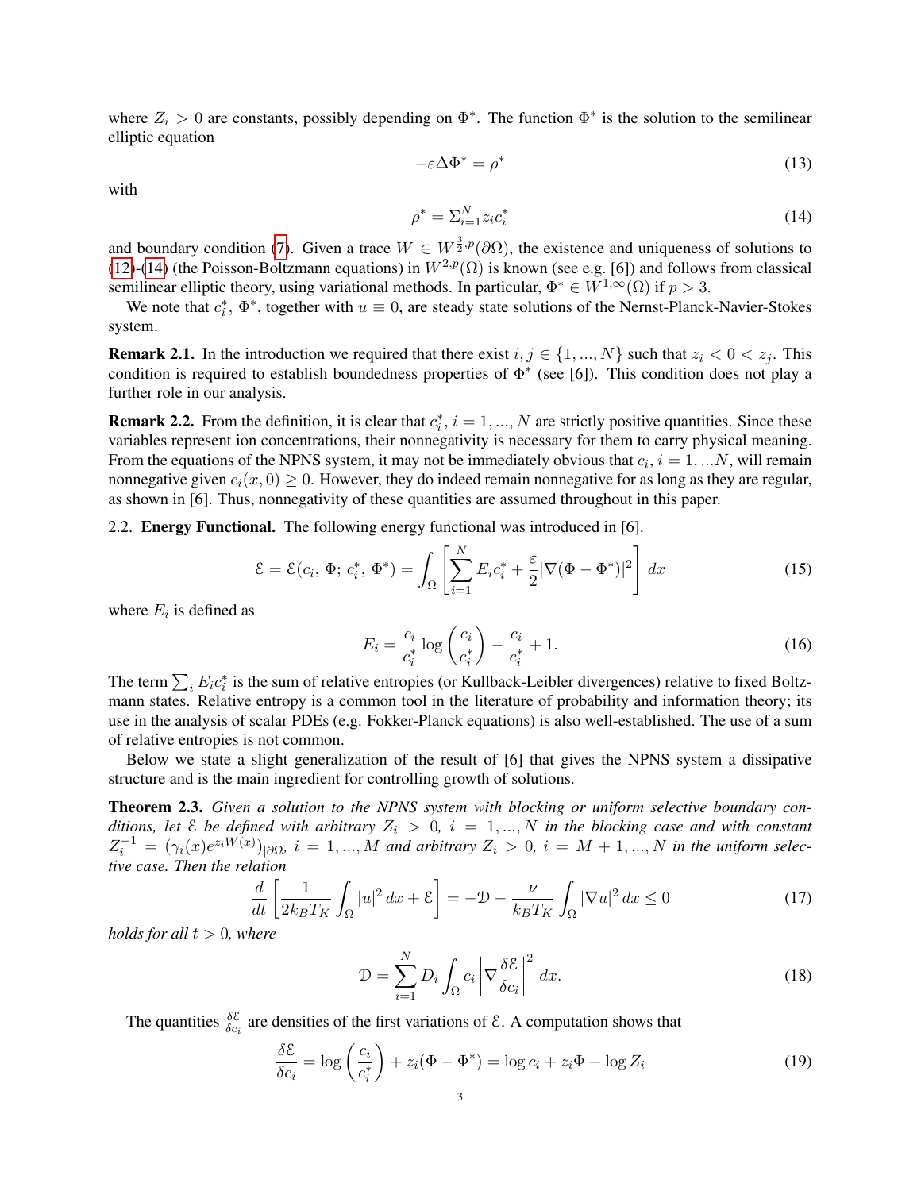where $Z_i > 0$ are constants, possibly depending on $\Phi^*$. The function $\Phi^*$ is the solution to the semilinear elliptic equation

$$-\varepsilon\Delta\Phi^* = \rho^* \tag{13}$$

with

$$\rho^* = \Sigma_{i=1}^N z_i c_i^* \tag{14}$$

and boundary condition (7). Given a trace $W \in W^{\frac{3}{2},p}(\partial\Omega)$, the existence and uniqueness of solutions to (12)-(14) (the Poisson-Boltzmann equations) in $W^{2,p}(\Omega)$ is known (see e.g. [6]) and follows from classical semilinear elliptic theory, using variational methods. In particular, $\Phi^* \in W^{1,\infty}(\Omega)$ if $p > 3$.

We note that $c_i^*$, $\Phi^*$, together with $u \equiv 0$, are steady state solutions of the Nernst-Planck-Navier-Stokes system.

**Remark 2.1.** In the introduction we required that there exist $i, j \in \{1, ..., N\}$ such that $z_i < 0 < z_j$. This condition is required to establish boundedness properties of $\Phi^*$ (see [6]). This condition does not play a further role in our analysis.

**Remark 2.2.** From the definition, it is clear that $c_i^*$, $i = 1, ..., N$ are strictly positive quantities. Since these variables represent ion concentrations, their nonnegativity is necessary for them to carry physical meaning. From the equations of the NPNS system, it may not be immediately obvious that $c_i$, $i = 1, ...N$, will remain nonnegative given $c_i(x, 0) \geq 0$. However, they do indeed remain nonnegative for as long as they are regular, as shown in [6]. Thus, nonnegativity of these quantities are assumed throughout in this paper.

## 2.2. Energy Functional.

The following energy functional was introduced in [6].

$$\mathcal{E} = \mathcal{E}(c_i,\, \Phi;\, c_i^*,\, \Phi^*) = \int_\Omega \left[\sum_{i=1}^N E_i c_i^* + \frac{\varepsilon}{2}|\nabla(\Phi - \Phi^*)|^2\right] dx \tag{15}$$

where $E_i$ is defined as

$$E_i = \frac{c_i}{c_i^*}\log\left(\frac{c_i}{c_i^*}\right) - \frac{c_i}{c_i^*} + 1. \tag{16}$$

The term $\sum_i E_i c_i^*$ is the sum of relative entropies (or Kullback-Leibler divergences) relative to fixed Boltzmann states. Relative entropy is a common tool in the literature of probability and information theory; its use in the analysis of scalar PDEs (e.g. Fokker-Planck equations) is also well-established. The use of a sum of relative entropies is not common.

Below we state a slight generalization of the result of [6] that gives the NPNS system a dissipative structure and is the main ingredient for controlling growth of solutions.

**Theorem 2.3.** *Given a solution to the NPNS system with blocking or uniform selective boundary conditions, let $\mathcal{E}$ be defined with arbitrary $Z_i > 0$, $i = 1, ..., N$ in the blocking case and with constant $Z_i^{-1} = (\gamma_i(x)e^{z_i W(x)})_{|\partial\Omega}$, $i = 1, ..., M$ and arbitrary $Z_i > 0$, $i = M+1, ..., N$ in the uniform selective case. Then the relation*

$$\frac{d}{dt}\left[\frac{1}{2k_B T_K}\int_\Omega |u|^2\, dx + \mathcal{E}\right] = -\mathcal{D} - \frac{\nu}{k_B T_K}\int_\Omega |\nabla u|^2\, dx \leq 0 \tag{17}$$

*holds for all $t > 0$, where*

$$\mathcal{D} = \sum_{i=1}^N D_i \int_\Omega c_i \left|\nabla \frac{\delta\mathcal{E}}{\delta c_i}\right|^2 dx. \tag{18}$$

The quantities $\frac{\delta\mathcal{E}}{\delta c_i}$ are densities of the first variations of $\mathcal{E}$. A computation shows that

$$\frac{\delta\mathcal{E}}{\delta c_i} = \log\left(\frac{c_i}{c_i^*}\right) + z_i(\Phi - \Phi^*) = \log c_i + z_i\Phi + \log Z_i \tag{19}$$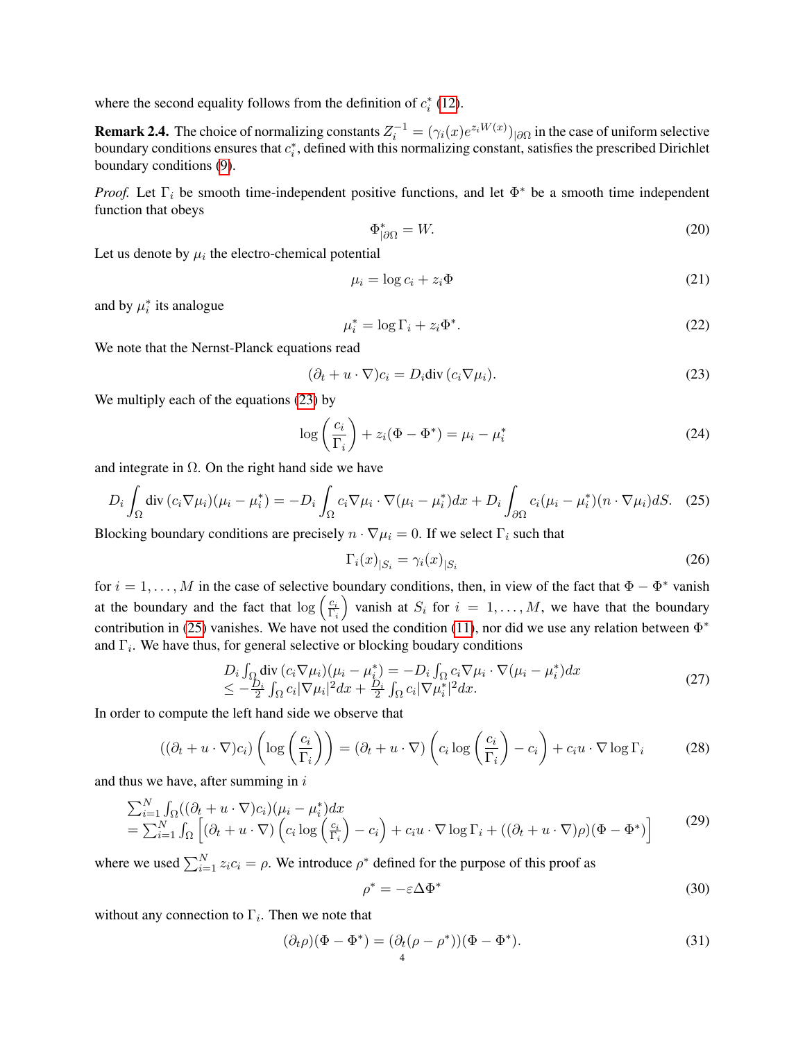where the second equality follows from the definition of $c_i^*$ (12).

**Remark 2.4.** The choice of normalizing constants $Z_i^{-1} = (\gamma_i(x)e^{z_iW(x)})_{|\partial\Omega}$ in the case of uniform selective boundary conditions ensures that $c_i^*$, defined with this normalizing constant, satisfies the prescribed Dirichlet boundary conditions (9).

*Proof.* Let $\Gamma_i$ be smooth time-independent positive functions, and let $\Phi^*$ be a smooth time independent function that obeys

$$
\Phi^*_{|\partial\Omega} = W. \tag{20}
$$

Let us denote by $\mu_i$ the electro-chemical potential

$$
\mu_i = \log c_i + z_i\Phi \tag{21}
$$

and by $\mu_i^*$ its analogue

$$
\mu_i^* = \log \Gamma_i + z_i\Phi^*. \tag{22}
$$

We note that the Nernst-Planck equations read

$$
(\partial_t + u\cdot\nabla)c_i = D_i \mathrm{div}\,(c_i\nabla\mu_i). \tag{23}
$$

We multiply each of the equations (23) by

$$
\log\left(\frac{c_i}{\Gamma_i}\right) + z_i(\Phi - \Phi^*) = \mu_i - \mu_i^* \tag{24}
$$

and integrate in $\Omega$. On the right hand side we have

$$
D_i\int_\Omega \mathrm{div}\,(c_i\nabla\mu_i)(\mu_i - \mu_i^*) = -D_i\int_\Omega c_i\nabla\mu_i\cdot\nabla(\mu_i-\mu_i^*)dx + D_i\int_{\partial\Omega} c_i(\mu_i-\mu_i^*)(n\cdot\nabla\mu_i)dS. \tag{25}
$$

Blocking boundary conditions are precisely $n\cdot\nabla\mu_i = 0$. If we select $\Gamma_i$ such that

$$
\Gamma_i(x)_{|S_i} = \gamma_i(x)_{|S_i} \tag{26}
$$

for $i = 1,\ldots,M$ in the case of selective boundary conditions, then, in view of the fact that $\Phi - \Phi^*$ vanish at the boundary and the fact that $\log\left(\frac{c_i}{\Gamma_i}\right)$ vanish at $S_i$ for $i = 1,\ldots,M$, we have that the boundary contribution in (25) vanishes. We have not used the condition (11), nor did we use any relation between $\Phi^*$ and $\Gamma_i$. We have thus, for general selective or blocking boudary conditions

$$
\begin{array}{l}
D_i\int_\Omega \mathrm{div}\,(c_i\nabla\mu_i)(\mu_i-\mu_i^*) = -D_i\int_\Omega c_i\nabla\mu_i\cdot\nabla(\mu_i-\mu_i^*)dx \\
\le -\frac{D_i}{2}\int_\Omega c_i|\nabla\mu_i|^2dx + \frac{D_i}{2}\int_\Omega c_i|\nabla\mu_i^*|^2dx.
\end{array} \tag{27}
$$

In order to compute the left hand side we observe that

$$
((\partial_t + u\cdot\nabla)c_i)\left(\log\left(\frac{c_i}{\Gamma_i}\right)\right) = (\partial_t + u\cdot\nabla)\left(c_i\log\left(\frac{c_i}{\Gamma_i}\right) - c_i\right) + c_iu\cdot\nabla\log\Gamma_i \tag{28}
$$

and thus we have, after summing in $i$

$$
\begin{array}{l}
\sum_{i=1}^N\int_\Omega((\partial_t+u\cdot\nabla)c_i)(\mu_i-\mu_i^*)dx \\
= \sum_{i=1}^N\int_\Omega\left[(\partial_t+u\cdot\nabla)\left(c_i\log\left(\frac{c_i}{\Gamma_i}\right)-c_i\right) + c_iu\cdot\nabla\log\Gamma_i + ((\partial_t+u\cdot\nabla)\rho)(\Phi-\Phi^*)\right]
\end{array} \tag{29}
$$

where we used $\sum_{i=1}^N z_ic_i = \rho$. We introduce $\rho^*$ defined for the purpose of this proof as

$$
\rho^* = -\varepsilon\Delta\Phi^* \tag{30}
$$

without any connection to $\Gamma_i$. Then we note that

$$
(\partial_t\rho)(\Phi-\Phi^*) = (\partial_t(\rho-\rho^*))(\Phi-\Phi^*). \tag{31}
$$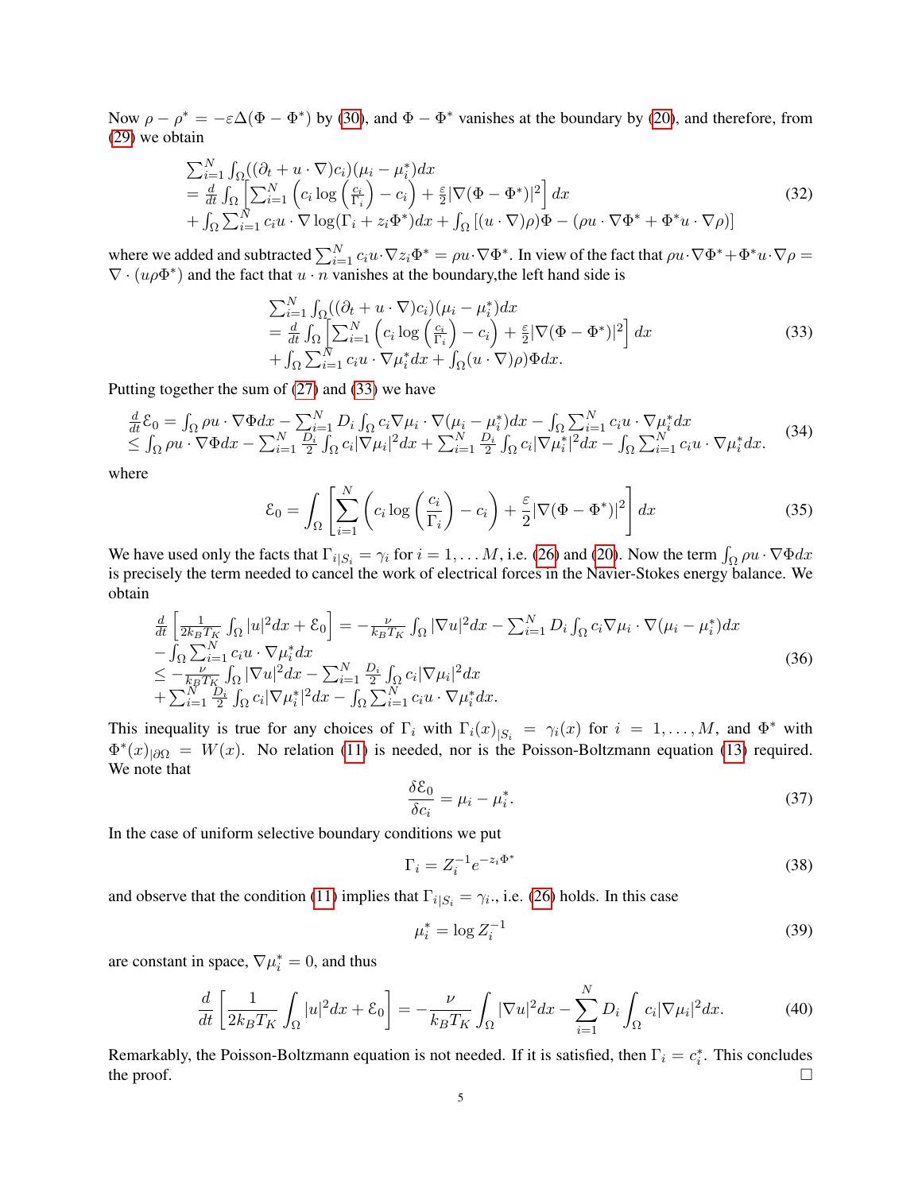Now $\rho - \rho^* = -\varepsilon\Delta(\Phi - \Phi^*)$ by (30), and $\Phi - \Phi^*$ vanishes at the boundary by (20), and therefore, from (29) we obtain

$$
\begin{array}{l}
\sum_{i=1}^N \int_\Omega ((\partial_t + u\cdot\nabla)c_i)(\mu_i - \mu_i^*)dx \\
= \frac{d}{dt}\int_\Omega \left[\sum_{i=1}^N \left(c_i \log\left(\frac{c_i}{\Gamma_i}\right) - c_i\right) + \frac{\varepsilon}{2}|\nabla(\Phi - \Phi^*)|^2\right] dx \\
+ \int_\Omega \sum_{i=1}^N c_i u \cdot \nabla \log(\Gamma_i + z_i\Phi^*)dx + \int_\Omega \left[((u\cdot\nabla)\rho)\Phi - (\rho u\cdot\nabla\Phi^* + \Phi^* u\cdot\nabla\rho)\right]
\end{array}
\tag{32}
$$

where we added and subtracted $\sum_{i=1}^N c_i u\cdot\nabla z_i\Phi^* = \rho u\cdot\nabla\Phi^*$. In view of the fact that $\rho u\cdot\nabla\Phi^* + \Phi^* u\cdot\nabla\rho = \nabla\cdot(u\rho\Phi^*)$ and the fact that $u\cdot n$ vanishes at the boundary,the left hand side is

$$
\begin{array}{l}
\sum_{i=1}^N \int_\Omega ((\partial_t + u\cdot\nabla)c_i)(\mu_i - \mu_i^*)dx \\
= \frac{d}{dt}\int_\Omega \left[\sum_{i=1}^N \left(c_i \log\left(\frac{c_i}{\Gamma_i}\right) - c_i\right) + \frac{\varepsilon}{2}|\nabla(\Phi - \Phi^*)|^2\right] dx \\
+ \int_\Omega \sum_{i=1}^N c_i u\cdot\nabla\mu_i^* dx + \int_\Omega (u\cdot\nabla)\rho)\Phi dx.
\end{array}
\tag{33}
$$

Putting together the sum of (27) and (33) we have

$$
\begin{array}{l}
\frac{d}{dt}\mathcal{E}_0 = \int_\Omega \rho u\cdot\nabla\Phi dx - \sum_{i=1}^N D_i \int_\Omega c_i\nabla\mu_i\cdot\nabla(\mu_i - \mu_i^*)dx - \int_\Omega \sum_{i=1}^N c_i u\cdot\nabla\mu_i^* dx \\
\le \int_\Omega \rho u\cdot\nabla\Phi dx - \sum_{i=1}^N \frac{D_i}{2}\int_\Omega c_i|\nabla\mu_i|^2 dx + \sum_{i=1}^N \frac{D_i}{2}\int_\Omega c_i|\nabla\mu_i^*|^2 dx - \int_\Omega \sum_{i=1}^N c_i u\cdot\nabla\mu_i^* dx.
\end{array}
\tag{34}
$$

where

$$
\mathcal{E}_0 = \int_\Omega \left[\sum_{i=1}^N \left(c_i \log\left(\frac{c_i}{\Gamma_i}\right) - c_i\right) + \frac{\varepsilon}{2}|\nabla(\Phi - \Phi^*)|^2\right] dx
\tag{35}
$$

We have used only the facts that $\Gamma_{i|S_i} = \gamma_i$ for $i = 1, \dots M$, i.e. (26) and (20). Now the term $\int_\Omega \rho u\cdot\nabla\Phi dx$ is precisely the term needed to cancel the work of electrical forces in the Navier-Stokes energy balance. We obtain

$$
\begin{array}{l}
\frac{d}{dt}\left[\frac{1}{2k_BT_K}\int_\Omega |u|^2 dx + \mathcal{E}_0\right] = -\frac{\nu}{k_BT_K}\int_\Omega |\nabla u|^2 dx - \sum_{i=1}^N D_i \int_\Omega c_i\nabla\mu_i\cdot\nabla(\mu_i - \mu_i^*)dx \\
- \int_\Omega \sum_{i=1}^N c_i u\cdot\nabla\mu_i^* dx \\
\le -\frac{\nu}{k_BT_K}\int_\Omega |\nabla u|^2 dx - \sum_{i=1}^N \frac{D_i}{2}\int_\Omega c_i|\nabla\mu_i|^2 dx \\
+ \sum_{i=1}^N \frac{D_i}{2}\int_\Omega c_i|\nabla\mu_i^*|^2 dx - \int_\Omega \sum_{i=1}^N c_i u\cdot\nabla\mu_i^* dx.
\end{array}
\tag{36}
$$

This inequality is true for any choices of $\Gamma_i$ with $\Gamma_i(x)_{|S_i} = \gamma_i(x)$ for $i = 1, \dots, M$, and $\Phi^*$ with $\Phi^*(x)_{|\partial\Omega} = W(x)$. No relation (11) is needed, nor is the Poisson-Boltzmann equation (13) required. We note that

$$
\frac{\delta\mathcal{E}_0}{\delta c_i} = \mu_i - \mu_i^*.
\tag{37}
$$

In the case of uniform selective boundary conditions we put

$$
\Gamma_i = Z_i^{-1}e^{-z_i\Phi^*}
\tag{38}
$$

and observe that the condition (11) implies that $\Gamma_{i|S_i} = \gamma_i$., i.e. (26) holds. In this case

$$
\mu_i^* = \log Z_i^{-1}
\tag{39}
$$

are constant in space, $\nabla\mu_i^* = 0$, and thus

$$
\frac{d}{dt}\left[\frac{1}{2k_BT_K}\int_\Omega |u|^2 dx + \mathcal{E}_0\right] = -\frac{\nu}{k_BT_K}\int_\Omega |\nabla u|^2 dx - \sum_{i=1}^N D_i \int_\Omega c_i|\nabla\mu_i|^2 dx.
\tag{40}
$$

Remarkably, the Poisson-Boltzmann equation is not needed. If it is satisfied, then $\Gamma_i = c_i^*$. This concludes the proof. $\square$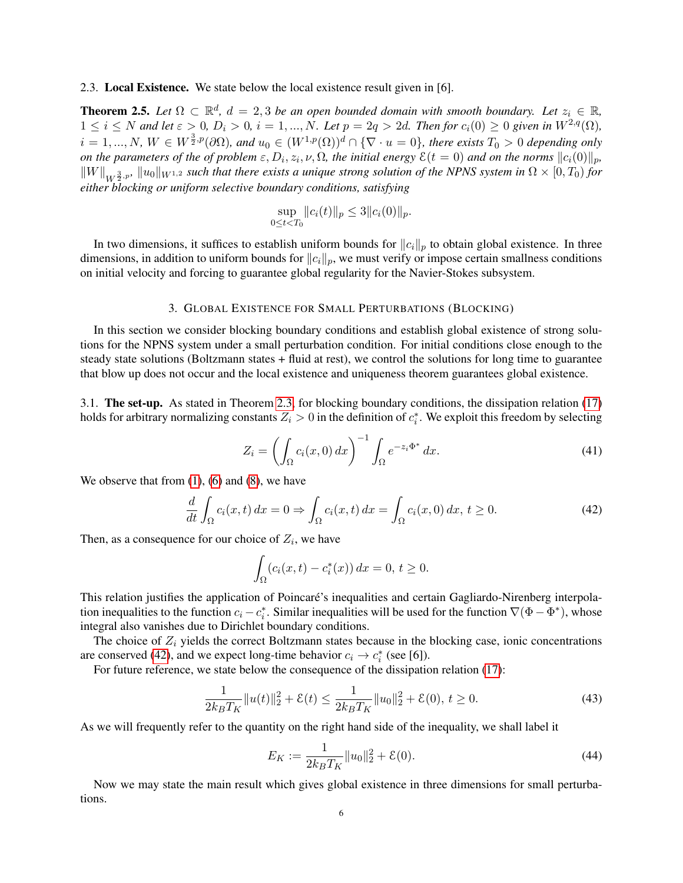### 2.3. Local Existence.

We state below the local existence result given in [6].

**Theorem 2.5.** *Let $\Omega \subset \mathbb{R}^d$, $d = 2, 3$ be an open bounded domain with smooth boundary. Let $z_i \in \mathbb{R}$, $1 \le i \le N$ and let $\varepsilon > 0$, $D_i > 0$, $i = 1, ..., N$. Let $p = 2q > 2d$. Then for $c_i(0) \ge 0$ given in $W^{2,q}(\Omega)$, $i = 1, ..., N$, $W \in W^{\frac{3}{2},p}(\partial\Omega)$, and $u_0 \in (W^{1,p}(\Omega))^d \cap \{\nabla \cdot u = 0\}$, there exists $T_0 > 0$ depending only on the parameters of the of problem $\varepsilon, D_i, z_i, \nu, \Omega$, the initial energy $\mathcal{E}(t = 0)$ and on the norms $\|c_i(0)\|_p$, $\|W\|_{W^{\frac{3}{2},p}}$, $\|u_0\|_{W^{1,2}}$ such that there exists a unique strong solution of the NPNS system in $\Omega \times [0, T_0)$ for either blocking or uniform selective boundary conditions, satisfying*

$$\sup_{0 \le t < T_0} \|c_i(t)\|_p \le 3\|c_i(0)\|_p.$$

In two dimensions, it suffices to establish uniform bounds for $\|c_i\|_p$ to obtain global existence. In three dimensions, in addition to uniform bounds for $\|c_i\|_p$, we must verify or impose certain smallness conditions on initial velocity and forcing to guarantee global regularity for the Navier-Stokes subsystem.

## 3. Global Existence for Small Perturbations (Blocking)

In this section we consider blocking boundary conditions and establish global existence of strong solutions for the NPNS system under a small perturbation condition. For initial conditions close enough to the steady state solutions (Boltzmann states + fluid at rest), we control the solutions for long time to guarantee that blow up does not occur and the local existence and uniqueness theorem guarantees global existence.

### 3.1. The set-up.

As stated in Theorem 2.3, for blocking boundary conditions, the dissipation relation (17) holds for arbitrary normalizing constants $Z_i > 0$ in the definition of $c_i^*$. We exploit this freedom by selecting

$$Z_i = \left( \int_\Omega c_i(x, 0)\, dx \right)^{-1} \int_\Omega e^{-z_i \Phi^*}\, dx. \tag{41}$$

We observe that from (1), (6) and (8), we have

$$\frac{d}{dt} \int_\Omega c_i(x, t)\, dx = 0 \Rightarrow \int_\Omega c_i(x, t)\, dx = \int_\Omega c_i(x, 0)\, dx,\ t \ge 0. \tag{42}$$

Then, as a consequence for our choice of $Z_i$, we have

$$\int_\Omega (c_i(x, t) - c_i^*(x))\, dx = 0,\ t \ge 0.$$

This relation justifies the application of Poincaré's inequalities and certain Gagliardo-Nirenberg interpolation inequalities to the function $c_i - c_i^*$. Similar inequalities will be used for the function $\nabla(\Phi - \Phi^*)$, whose integral also vanishes due to Dirichlet boundary conditions.

The choice of $Z_i$ yields the correct Boltzmann states because in the blocking case, ionic concentrations are conserved (42), and we expect long-time behavior $c_i \to c_i^*$ (see [6]).

For future reference, we state below the consequence of the dissipation relation (17):

$$\frac{1}{2k_B T_K} \|u(t)\|_2^2 + \mathcal{E}(t) \le \frac{1}{2k_B T_K} \|u_0\|_2^2 + \mathcal{E}(0),\ t \ge 0. \tag{43}$$

As we will frequently refer to the quantity on the right hand side of the inequality, we shall label it

$$E_K := \frac{1}{2k_B T_K} \|u_0\|_2^2 + \mathcal{E}(0). \tag{44}$$

Now we may state the main result which gives global existence in three dimensions for small perturbations.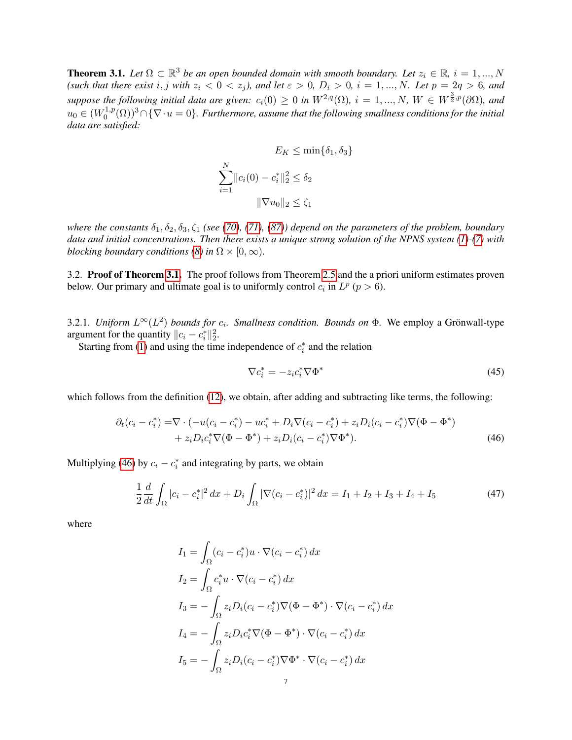**Theorem 3.1.** *Let $\Omega \subset \mathbb{R}^3$ be an open bounded domain with smooth boundary. Let $z_i \in \mathbb{R}$, $i = 1, ..., N$ (such that there exist $i, j$ with $z_i < 0 < z_j$), and let $\varepsilon > 0$, $D_i > 0$, $i = 1, ..., N$. Let $p = 2q > 6$, and suppose the following initial data are given: $c_i(0) \geq 0$ in $W^{2,q}(\Omega)$, $i = 1, ..., N$, $W \in W^{\frac{3}{2},p}(\partial\Omega)$, and $u_0 \in (W_0^{1,p}(\Omega))^3 \cap \{\nabla \cdot u = 0\}$. Furthermore, assume that the following smallness conditions for the initial data are satisfied:*

$$E_K \leq \min\{\delta_1, \delta_3\}$$

$$\sum_{i=1}^{N} \|c_i(0) - c_i^*\|_2^2 \leq \delta_2$$

$$\|\nabla u_0\|_2 \leq \zeta_1$$

*where the constants $\delta_1, \delta_2, \delta_3, \zeta_1$ (see (70), (71), (87)) depend on the parameters of the problem, boundary data and initial concentrations. Then there exists a unique strong solution of the NPNS system (1)-(7) with blocking boundary conditions (8) in $\Omega \times [0, \infty)$.*

3.2. **Proof of Theorem 3.1.** The proof follows from Theorem 2.5 and the a priori uniform estimates proven below. Our primary and ultimate goal is to uniformly control $c_i$ in $L^p$ ($p > 6$).

3.2.1. *Uniform $L^\infty(L^2)$ bounds for $c_i$. Smallness condition. Bounds on $\Phi$.* We employ a Grönwall-type argument for the quantity $\|c_i - c_i^*\|_2^2$.

Starting from (1) and using the time independence of $c_i^*$ and the relation

$$\nabla c_i^* = -z_i c_i^* \nabla \Phi^* \tag{45}$$

which follows from the definition (12), we obtain, after adding and subtracting like terms, the following:

$$\begin{aligned}\partial_t(c_i - c_i^*) =& \nabla \cdot (-u(c_i - c_i^*) - uc_i^* + D_i \nabla(c_i - c_i^*) + z_i D_i (c_i - c_i^*) \nabla(\Phi - \Phi^*) \\ &+ z_i D_i c_i^* \nabla(\Phi - \Phi^*) + z_i D_i (c_i - c_i^*) \nabla \Phi^*).\end{aligned} \tag{46}$$

Multiplying (46) by $c_i - c_i^*$ and integrating by parts, we obtain

$$\frac{1}{2}\frac{d}{dt}\int_\Omega |c_i - c_i^*|^2\, dx + D_i \int_\Omega |\nabla(c_i - c_i^*)|^2\, dx = I_1 + I_2 + I_3 + I_4 + I_5 \tag{47}$$

where

$$\begin{aligned}
I_1 &= \int_\Omega (c_i - c_i^*) u \cdot \nabla(c_i - c_i^*)\, dx \\
I_2 &= \int_\Omega c_i^* u \cdot \nabla(c_i - c_i^*)\, dx \\
I_3 &= -\int_\Omega z_i D_i (c_i - c_i^*) \nabla(\Phi - \Phi^*) \cdot \nabla(c_i - c_i^*)\, dx \\
I_4 &= -\int_\Omega z_i D_i c_i^* \nabla(\Phi - \Phi^*) \cdot \nabla(c_i - c_i^*)\, dx \\
I_5 &= -\int_\Omega z_i D_i (c_i - c_i^*) \nabla \Phi^* \cdot \nabla(c_i - c_i^*)\, dx
\end{aligned}$$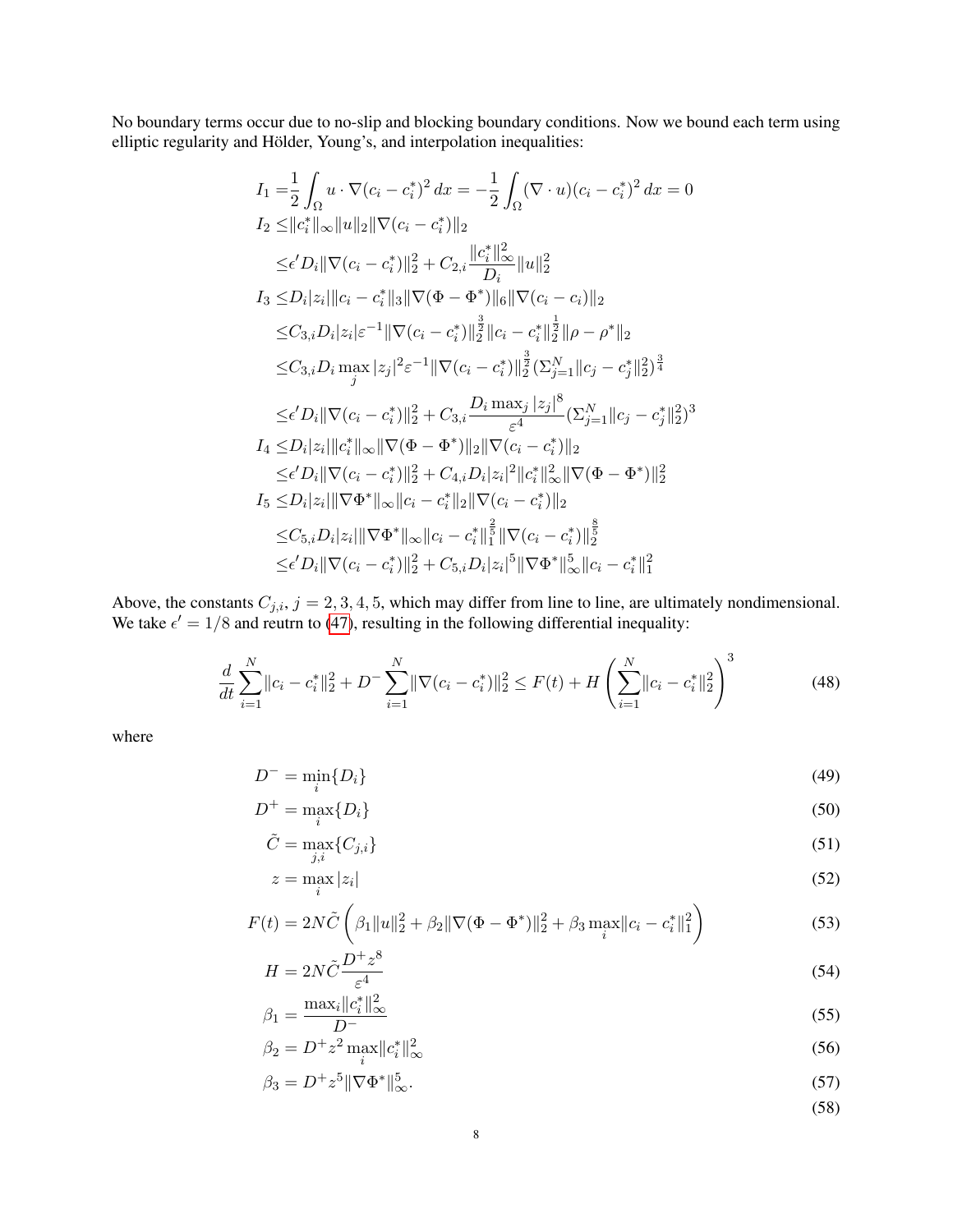No boundary terms occur due to no-slip and blocking boundary conditions. Now we bound each term using elliptic regularity and Hölder, Young's, and interpolation inequalities:

$$
\begin{aligned}
I_1 =& \frac{1}{2}\int_\Omega u\cdot\nabla(c_i - c_i^*)^2\,dx = -\frac{1}{2}\int_\Omega(\nabla\cdot u)(c_i-c_i^*)^2\,dx = 0\\
I_2 \leq& \|c_i^*\|_\infty\|u\|_2\|\nabla(c_i-c_i^*)\|_2\\
\leq& \epsilon' D_i\|\nabla(c_i-c_i^*)\|_2^2 + C_{2,i}\frac{\|c_i^*\|_\infty^2}{D_i}\|u\|_2^2\\
I_3 \leq& D_i|z_i|\|c_i-c_i^*\|_3\|\nabla(\Phi-\Phi^*)\|_6\|\nabla(c_i-c_i)\|_2\\
\leq& C_{3,i}D_i|z_i|\varepsilon^{-1}\|\nabla(c_i-c_i^*)\|_2^{\frac{3}{2}}\|c_i-c_i^*\|_2^{\frac{1}{2}}\|\rho-\rho^*\|_2\\
\leq& C_{3,i}D_i\max_j|z_j|^2\varepsilon^{-1}\|\nabla(c_i-c_i^*)\|_2^{\frac{3}{2}}(\Sigma_{j=1}^N\|c_j-c_j^*\|_2^2)^{\frac{3}{4}}\\
\leq& \epsilon' D_i\|\nabla(c_i-c_i^*)\|_2^2 + C_{3,i}\frac{D_i\max_j|z_j|^8}{\varepsilon^4}(\Sigma_{j=1}^N\|c_j-c_j^*\|_2^2)^3\\
I_4 \leq& D_i|z_i|\|c_i^*\|_\infty\|\nabla(\Phi-\Phi^*)\|_2\|\nabla(c_i-c_i^*)\|_2\\
\leq& \epsilon' D_i\|\nabla(c_i-c_i^*)\|_2^2 + C_{4,i}D_i|z_i|^2\|c_i^*\|_\infty^2\|\nabla(\Phi-\Phi^*)\|_2^2\\
I_5 \leq& D_i|z_i|\|\nabla\Phi^*\|_\infty\|c_i-c_i^*\|_2\|\nabla(c_i-c_i^*)\|_2\\
\leq& C_{5,i}D_i|z_i|\|\nabla\Phi^*\|_\infty\|c_i-c_i^*\|_1^{\frac{2}{5}}\|\nabla(c_i-c_i^*)\|_2^{\frac{8}{5}}\\
\leq& \epsilon' D_i\|\nabla(c_i-c_i^*)\|_2^2 + C_{5,i}D_i|z_i|^5\|\nabla\Phi^*\|_\infty^5\|c_i-c_i^*\|_1^2
\end{aligned}
$$

Above, the constants $C_{j,i}$, $j=2,3,4,5$, which may differ from line to line, are ultimately nondimensional. We take $\epsilon' = 1/8$ and reutrn to (47), resulting in the following differential inequality:

$$
\frac{d}{dt}\sum_{i=1}^N\|c_i-c_i^*\|_2^2 + D^-\sum_{i=1}^N\|\nabla(c_i-c_i^*)\|_2^2 \leq F(t) + H\left(\sum_{i=1}^N\|c_i-c_i^*\|_2^2\right)^3 \tag{48}
$$

where

$$
\begin{aligned}
D^- &= \min_i\{D_i\} &(49)\\
D^+ &= \max_i\{D_i\} &(50)\\
\tilde{C} &= \max_{j,i}\{C_{j,i}\} &(51)\\
z &= \max_i|z_i| &(52)\\
F(t) &= 2N\tilde{C}\left(\beta_1\|u\|_2^2 + \beta_2\|\nabla(\Phi-\Phi^*)\|_2^2 + \beta_3\max_i\|c_i-c_i^*\|_1^2\right) &(53)\\
H &= 2N\tilde{C}\frac{D^+z^8}{\varepsilon^4} &(54)\\
\beta_1 &= \frac{\max_i\|c_i^*\|_\infty^2}{D^-} &(55)\\
\beta_2 &= D^+z^2\max_i\|c_i^*\|_\infty^2 &(56)\\
\beta_3 &= D^+z^5\|\nabla\Phi^*\|_\infty^5. &(57)\\
& &(58)
\end{aligned}
$$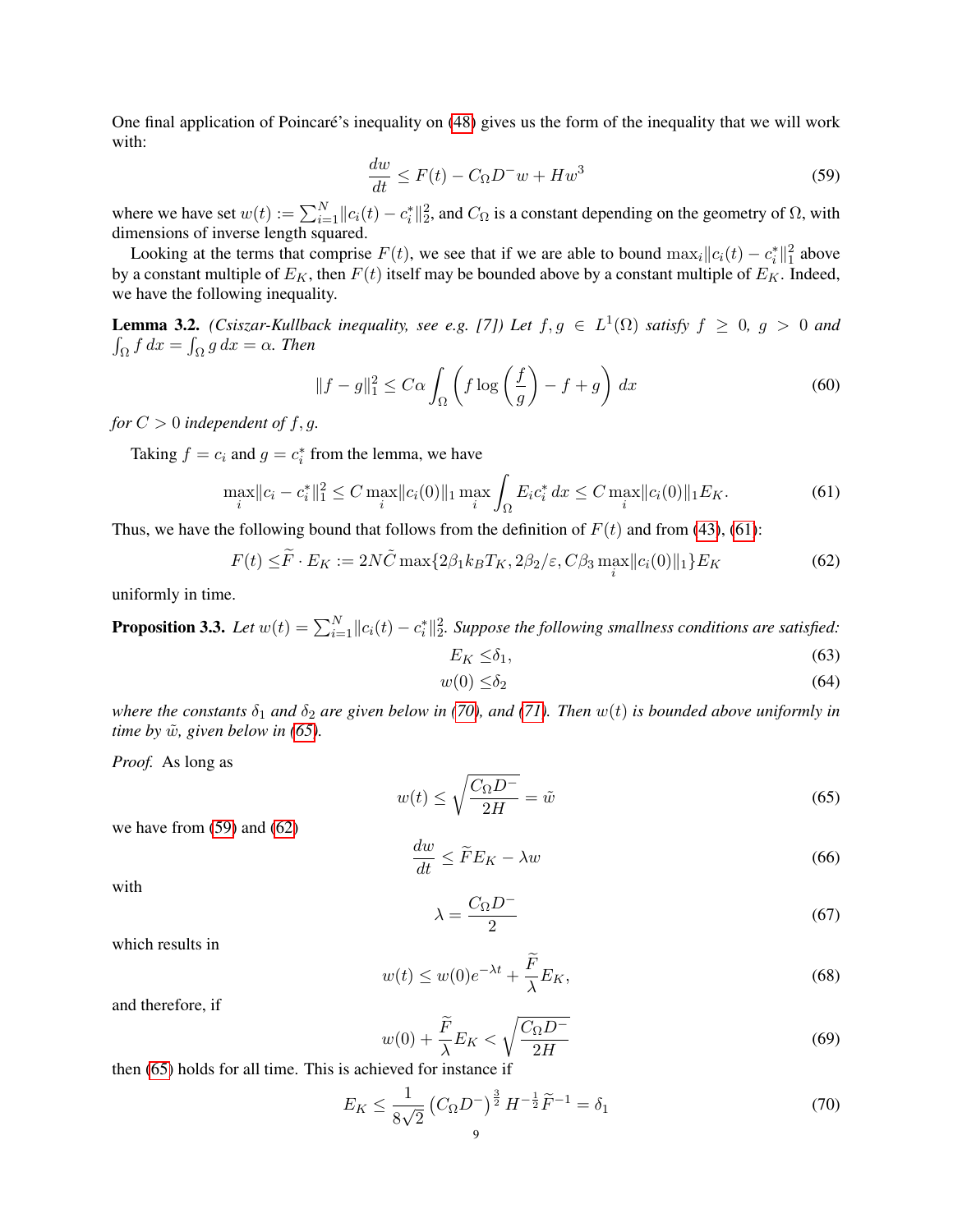One final application of Poincaré's inequality on (48) gives us the form of the inequality that we will work with:

$$\frac{dw}{dt} \leq F(t) - C_\Omega D^- w + H w^3 \tag{59}$$

where we have set $w(t) := \sum_{i=1}^N \|c_i(t) - c_i^*\|_2^2$, and $C_\Omega$ is a constant depending on the geometry of $\Omega$, with dimensions of inverse length squared.

Looking at the terms that comprise $F(t)$, we see that if we are able to bound $\max_i \|c_i(t) - c_i^*\|_1^2$ above by a constant multiple of $E_K$, then $F(t)$ itself may be bounded above by a constant multiple of $E_K$. Indeed, we have the following inequality.

**Lemma 3.2.** *(Csiszar-Kullback inequality, see e.g. [7]) Let $f, g \in L^1(\Omega)$ satisfy $f \geq 0$, $g > 0$ and $\int_\Omega f\,dx = \int_\Omega g\,dx = \alpha$. Then*

$$\|f - g\|_1^2 \leq C\alpha \int_\Omega \left( f \log\left(\frac{f}{g}\right) - f + g \right) dx \tag{60}$$

*for $C > 0$ independent of $f, g$.*

Taking $f = c_i$ and $g = c_i^*$ from the lemma, we have

$$\max_i \|c_i - c_i^*\|_1^2 \leq C \max_i \|c_i(0)\|_1 \max_i \int_\Omega E_i c_i^*\,dx \leq C \max_i \|c_i(0)\|_1 E_K. \tag{61}$$

Thus, we have the following bound that follows from the definition of $F(t)$ and from (43), (61):

$$F(t) \leq \widetilde{F} \cdot E_K := 2N\tilde{C} \max\{2\beta_1 k_B T_K, 2\beta_2/\varepsilon, C\beta_3 \max_i \|c_i(0)\|_1\} E_K \tag{62}$$

uniformly in time.

**Proposition 3.3.** *Let $w(t) = \sum_{i=1}^N \|c_i(t) - c_i^*\|_2^2$. Suppose the following smallness conditions are satisfied:*

$$E_K \leq \delta_1, \tag{63}$$

$$w(0) \leq \delta_2 \tag{64}$$

*where the constants $\delta_1$ and $\delta_2$ are given below in (70), and (71). Then $w(t)$ is bounded above uniformly in time by $\tilde{w}$, given below in (65).*

*Proof.* As long as

$$w(t) \leq \sqrt{\frac{C_\Omega D^-}{2H}} = \tilde{w} \tag{65}$$

we have from (59) and (62)

$$\frac{dw}{dt} \leq \widetilde{F} E_K - \lambda w \tag{66}$$

with

$$\lambda = \frac{C_\Omega D^-}{2} \tag{67}$$

which results in

$$w(t) \leq w(0) e^{-\lambda t} + \frac{\widetilde{F}}{\lambda} E_K, \tag{68}$$

and therefore, if

$$w(0) + \frac{\widetilde{F}}{\lambda} E_K < \sqrt{\frac{C_\Omega D^-}{2H}} \tag{69}$$

then (65) holds for all time. This is achieved for instance if

$$E_K \leq \frac{1}{8\sqrt{2}} \left(C_\Omega D^-\right)^{\frac{3}{2}} H^{-\frac{1}{2}} \widetilde{F}^{-1} = \delta_1 \tag{70}$$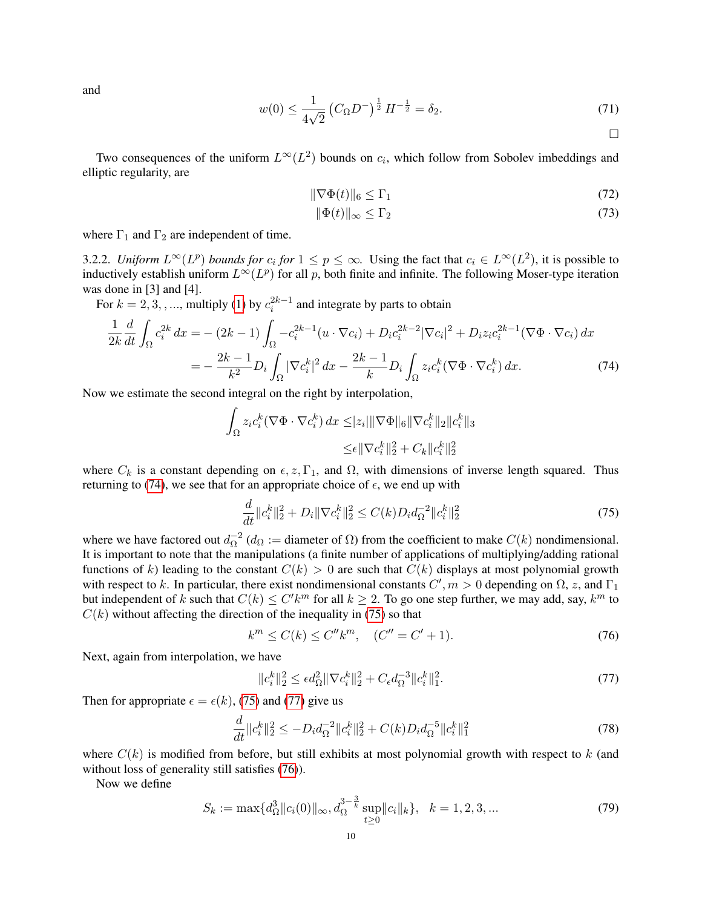and

$$
w(0) \leq \frac{1}{4\sqrt{2}} \left( C_\Omega D^- \right)^{\frac{1}{2}} H^{-\frac{1}{2}} = \delta_2. \tag{71}
$$

□

Two consequences of the uniform $L^\infty(L^2)$ bounds on $c_i$, which follow from Sobolev imbeddings and elliptic regularity, are

$$
\|\nabla\Phi(t)\|_6 \leq \Gamma_1 \tag{72}
$$

$$
\|\Phi(t)\|_\infty \leq \Gamma_2 \tag{73}
$$

where $\Gamma_1$ and $\Gamma_2$ are independent of time.

3.2.2. *Uniform $L^\infty(L^p)$ bounds for $c_i$ for $1 \leq p \leq \infty$.* Using the fact that $c_i \in L^\infty(L^2)$, it is possible to inductively establish uniform $L^\infty(L^p)$ for all $p$, both finite and infinite. The following Moser-type iteration was done in [3] and [4].

For $k = 2, 3, , ...,$ multiply (1) by $c_i^{2k-1}$ and integrate by parts to obtain

$$
\begin{aligned}
\frac{1}{2k}\frac{d}{dt}\int_\Omega c_i^{2k}\, dx =& -(2k-1)\int_\Omega -c_i^{2k-1}(u\cdot\nabla c_i) + D_i c_i^{2k-2}|\nabla c_i|^2 + D_i z_i c_i^{2k-1}(\nabla\Phi\cdot\nabla c_i)\, dx \\
=& -\frac{2k-1}{k^2}D_i\int_\Omega |\nabla c_i^k|^2\, dx - \frac{2k-1}{k}D_i\int_\Omega z_i c_i^k(\nabla\Phi\cdot\nabla c_i^k)\, dx.
\end{aligned} \tag{74}
$$

Now we estimate the second integral on the right by interpolation,

$$
\begin{aligned}
\int_\Omega z_i c_i^k(\nabla\Phi\cdot\nabla c_i^k)\, dx \leq& |z_i|\|\nabla\Phi\|_6\|\nabla c_i^k\|_2\|c_i^k\|_3 \\
\leq& \epsilon\|\nabla c_i^k\|_2^2 + C_k\|c_i^k\|_2^2
\end{aligned}
$$

where $C_k$ is a constant depending on $\epsilon, z, \Gamma_1$, and $\Omega$, with dimensions of inverse length squared. Thus returning to (74), we see that for an appropriate choice of $\epsilon$, we end up with

$$
\frac{d}{dt}\|c_i^k\|_2^2 + D_i\|\nabla c_i^k\|_2^2 \leq C(k)D_i d_\Omega^{-2}\|c_i^k\|_2^2 \tag{75}
$$

where we have factored out $d_\Omega^{-2}$ ($d_\Omega :=$ diameter of $\Omega$) from the coefficient to make $C(k)$ nondimensional. It is important to note that the manipulations (a finite number of applications of multiplying/adding rational functions of $k$) leading to the constant $C(k) > 0$ are such that $C(k)$ displays at most polynomial growth with respect to $k$. In particular, there exist nondimensional constants $C', m > 0$ depending on $\Omega$, $z$, and $\Gamma_1$ but independent of $k$ such that $C(k) \leq C'k^m$ for all $k \geq 2$. To go one step further, we may add, say, $k^m$ to $C(k)$ without affecting the direction of the inequality in (75) so that

$$
k^m \leq C(k) \leq C''k^m, \quad (C'' = C' + 1). \tag{76}
$$

Next, again from interpolation, we have

$$
\|c_i^k\|_2^2 \leq \epsilon d_\Omega^2\|\nabla c_i^k\|_2^2 + C_\epsilon d_\Omega^{-3}\|c_i^k\|_1^2. \tag{77}
$$

Then for appropriate $\epsilon = \epsilon(k)$, (75) and (77) give us

$$
\frac{d}{dt}\|c_i^k\|_2^2 \leq -D_i d_\Omega^{-2}\|c_i^k\|_2^2 + C(k)D_i d_\Omega^{-5}\|c_i^k\|_1^2 \tag{78}
$$

where $C(k)$ is modified from before, but still exhibits at most polynomial growth with respect to $k$ (and without loss of generality still satisfies (76)).

Now we define

$$
S_k := \max\{d_\Omega^3\|c_i(0)\|_\infty, d_\Omega^{3-\frac{3}{k}}\sup_{t\geq 0}\|c_i\|_k\}, \quad k = 1, 2, 3, ... \tag{79}
$$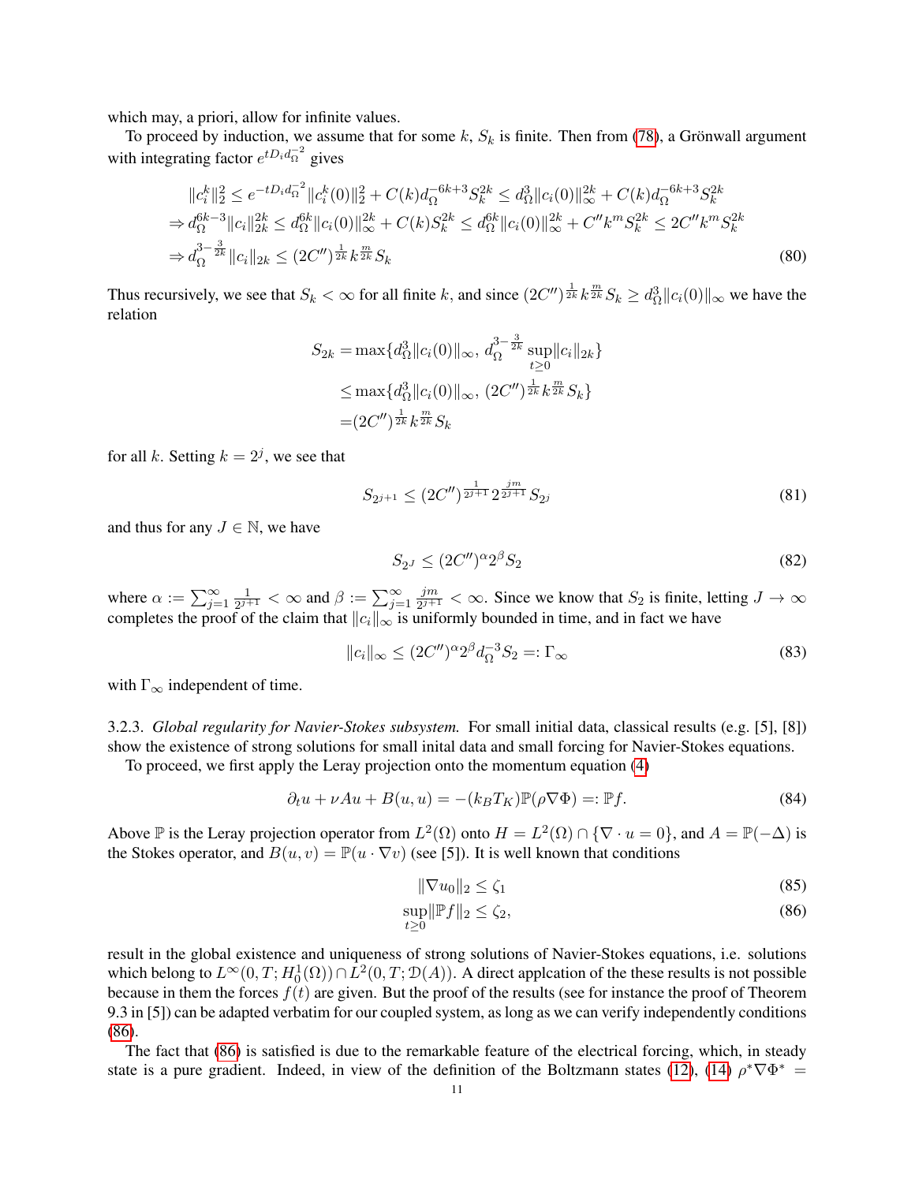which may, a priori, allow for infinite values.

To proceed by induction, we assume that for some $k$, $S_k$ is finite. Then from (78), a Grönwall argument with integrating factor $e^{tD_i d_\Omega^{-2}}$ gives

$$
\begin{aligned}
&\|c_i^k\|_2^2 \le e^{-tD_i d_\Omega^{-2}}\|c_i^k(0)\|_2^2 + C(k) d_\Omega^{-6k+3} S_k^{2k} \le d_\Omega^3 \|c_i(0)\|_\infty^{2k} + C(k) d_\Omega^{-6k+3} S_k^{2k} \\
\Rightarrow\, & d_\Omega^{6k-3}\|c_i\|_{2k}^{2k} \le d_\Omega^{6k}\|c_i(0)\|_\infty^{2k} + C(k) S_k^{2k} \le d_\Omega^{6k}\|c_i(0)\|_\infty^{2k} + C'' k^m S_k^{2k} \le 2C'' k^m S_k^{2k} \\
\Rightarrow\, & d_\Omega^{3-\frac{3}{2k}}\|c_i\|_{2k} \le (2C'')^{\frac{1}{2k}} k^{\frac{m}{2k}} S_k
\end{aligned}
\tag{80}
$$

Thus recursively, we see that $S_k < \infty$ for all finite $k$, and since $(2C'')^{\frac{1}{2k}} k^{\frac{m}{2k}} S_k \ge d_\Omega^3 \|c_i(0)\|_\infty$ we have the relation

$$
\begin{aligned}
S_{2k} =& \max\{d_\Omega^3\|c_i(0)\|_\infty,\, d_\Omega^{3-\frac{3}{2k}} \sup_{t\ge 0}\|c_i\|_{2k}\} \\
\le& \max\{d_\Omega^3\|c_i(0)\|_\infty,\, (2C'')^{\frac{1}{2k}} k^{\frac{m}{2k}} S_k\} \\
=& (2C'')^{\frac{1}{2k}} k^{\frac{m}{2k}} S_k
\end{aligned}
$$

for all $k$. Setting $k = 2^j$, we see that

$$
S_{2^{j+1}} \le (2C'')^{\frac{1}{2^{j+1}}} 2^{\frac{jm}{2^{j+1}}} S_{2^j}
\tag{81}
$$

and thus for any $J \in \mathbb{N}$, we have

$$
S_{2^J} \le (2C'')^{\alpha} 2^{\beta} S_2
\tag{82}
$$

where $\alpha := \sum_{j=1}^\infty \frac{1}{2^{j+1}} < \infty$ and $\beta := \sum_{j=1}^\infty \frac{jm}{2^{j+1}} < \infty$. Since we know that $S_2$ is finite, letting $J \to \infty$ completes the proof of the claim that $\|c_i\|_\infty$ is uniformly bounded in time, and in fact we have

$$
\|c_i\|_\infty \le (2C'')^{\alpha} 2^{\beta} d_\Omega^{-3} S_2 =: \Gamma_\infty
\tag{83}
$$

with $\Gamma_\infty$ independent of time.

3.2.3. *Global regularity for Navier-Stokes subsystem.* For small initial data, classical results (e.g. [5], [8]) show the existence of strong solutions for small inital data and small forcing for Navier-Stokes equations.

To proceed, we first apply the Leray projection onto the momentum equation (4)

$$
\partial_t u + \nu A u + B(u,u) = -(k_B T_K)\mathbb{P}(\rho \nabla \Phi) =: \mathbb{P} f.
\tag{84}
$$

Above $\mathbb{P}$ is the Leray projection operator from $L^2(\Omega)$ onto $H = L^2(\Omega) \cap \{\nabla \cdot u = 0\}$, and $A = \mathbb{P}(-\Delta)$ is the Stokes operator, and $B(u,v) = \mathbb{P}(u \cdot \nabla v)$ (see [5]). It is well known that conditions

$$
\|\nabla u_0\|_2 \le \zeta_1
\tag{85}
$$

$$
\sup_{t\ge 0}\|\mathbb{P} f\|_2 \le \zeta_2,
\tag{86}
$$

result in the global existence and uniqueness of strong solutions of Navier-Stokes equations, i.e. solutions which belong to $L^\infty(0,T;H_0^1(\Omega)) \cap L^2(0,T;\mathcal{D}(A))$. A direct applcation of the these results is not possible because in them the forces $f(t)$ are given. But the proof of the results (see for instance the proof of Theorem 9.3 in [5]) can be adapted verbatim for our coupled system, as long as we can verify independently conditions (86).

The fact that (86) is satisfied is due to the remarkable feature of the electrical forcing, which, in steady state is a pure gradient. Indeed, in view of the definition of the Boltzmann states (12), (14) $\rho^* \nabla \Phi^* =$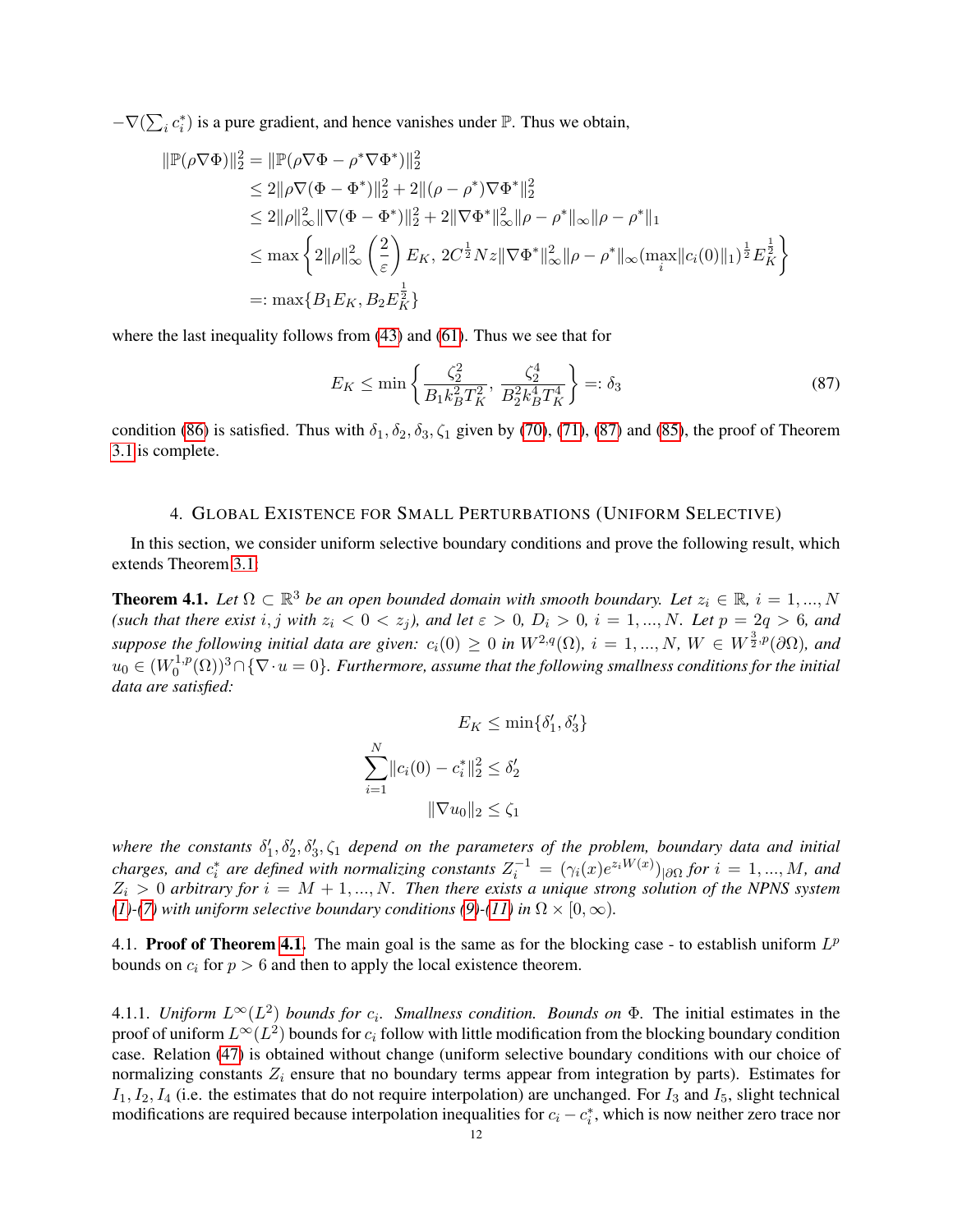$-\nabla(\sum_i c_i^*)$ is a pure gradient, and hence vanishes under $\mathbb{P}$. Thus we obtain,

$$
\begin{aligned}
\|\mathbb{P}(\rho\nabla\Phi)\|_2^2 &= \|\mathbb{P}(\rho\nabla\Phi - \rho^*\nabla\Phi^*)\|_2^2 \\
&\le 2\|\rho\nabla(\Phi-\Phi^*)\|_2^2 + 2\|(\rho-\rho^*)\nabla\Phi^*\|_2^2 \\
&\le 2\|\rho\|_\infty^2\|\nabla(\Phi-\Phi^*)\|_2^2 + 2\|\nabla\Phi^*\|_\infty^2\|\rho-\rho^*\|_\infty\|\rho-\rho^*\|_1 \\
&\le \max\left\{2\|\rho\|_\infty^2\left(\frac{2}{\varepsilon}\right)E_K,\ 2C^{\frac{1}{2}}Nz\|\nabla\Phi^*\|_\infty^2\|\rho-\rho^*\|_\infty(\max_i\|c_i(0)\|_1)^{\frac{1}{2}}E_K^{\frac{1}{2}}\right\} \\
&=: \max\{B_1E_K, B_2E_K^{\frac{1}{2}}\}
\end{aligned}
$$

where the last inequality follows from (43) and (61). Thus we see that for

$$
E_K \le \min\left\{\frac{\zeta_2^2}{B_1k_B^2T_K^2},\ \frac{\zeta_2^4}{B_2^2k_B^4T_K^4}\right\} =: \delta_3 \tag{87}
$$

condition (86) is satisfied. Thus with $\delta_1, \delta_2, \delta_3, \zeta_1$ given by (70), (71), (87) and (85), the proof of Theorem 3.1 is complete.

## 4. Global Existence for Small Perturbations (Uniform Selective)

In this section, we consider uniform selective boundary conditions and prove the following result, which extends Theorem 3.1:

**Theorem 4.1.** *Let $\Omega \subset \mathbb{R}^3$ be an open bounded domain with smooth boundary. Let $z_i \in \mathbb{R}$, $i = 1, ..., N$ (such that there exist $i, j$ with $z_i < 0 < z_j$), and let $\varepsilon > 0$, $D_i > 0$, $i = 1, ..., N$. Let $p = 2q > 6$, and suppose the following initial data are given: $c_i(0) \ge 0$ in $W^{2,q}(\Omega)$, $i = 1, ..., N$, $W \in W^{\frac{3}{2},p}(\partial\Omega)$, and $u_0 \in (W_0^{1,p}(\Omega))^3 \cap \{\nabla\cdot u = 0\}$. Furthermore, assume that the following smallness conditions for the initial data are satisfied:*

$$
E_K \le \min\{\delta_1', \delta_3'\}
$$

$$
\sum_{i=1}^N \|c_i(0) - c_i^*\|_2^2 \le \delta_2'
$$

$$
\|\nabla u_0\|_2 \le \zeta_1
$$

*where the constants $\delta_1', \delta_2', \delta_3', \zeta_1$ depend on the parameters of the problem, boundary data and initial charges, and $c_i^*$ are defined with normalizing constants $Z_i^{-1} = (\gamma_i(x)e^{z_iW(x)})_{|\partial\Omega}$ for $i = 1, ..., M$, and $Z_i > 0$ arbitrary for $i = M+1, ..., N$. Then there exists a unique strong solution of the NPNS system (1)-(7) with uniform selective boundary conditions (9)-(11) in $\Omega \times [0, \infty)$.*

### 4.1. Proof of Theorem 4.1.

The main goal is the same as for the blocking case - to establish uniform $L^p$ bounds on $c_i$ for $p > 6$ and then to apply the local existence theorem.

#### 4.1.1. *Uniform $L^\infty(L^2)$ bounds for $c_i$. Smallness condition. Bounds on $\Phi$.*

The initial estimates in the proof of uniform $L^\infty(L^2)$ bounds for $c_i$ follow with little modification from the blocking boundary condition case. Relation (47) is obtained without change (uniform selective boundary conditions with our choice of normalizing constants $Z_i$ ensure that no boundary terms appear from integration by parts). Estimates for $I_1, I_2, I_4$ (i.e. the estimates that do not require interpolation) are unchanged. For $I_3$ and $I_5$, slight technical modifications are required because interpolation inequalities for $c_i - c_i^*$, which is now neither zero trace nor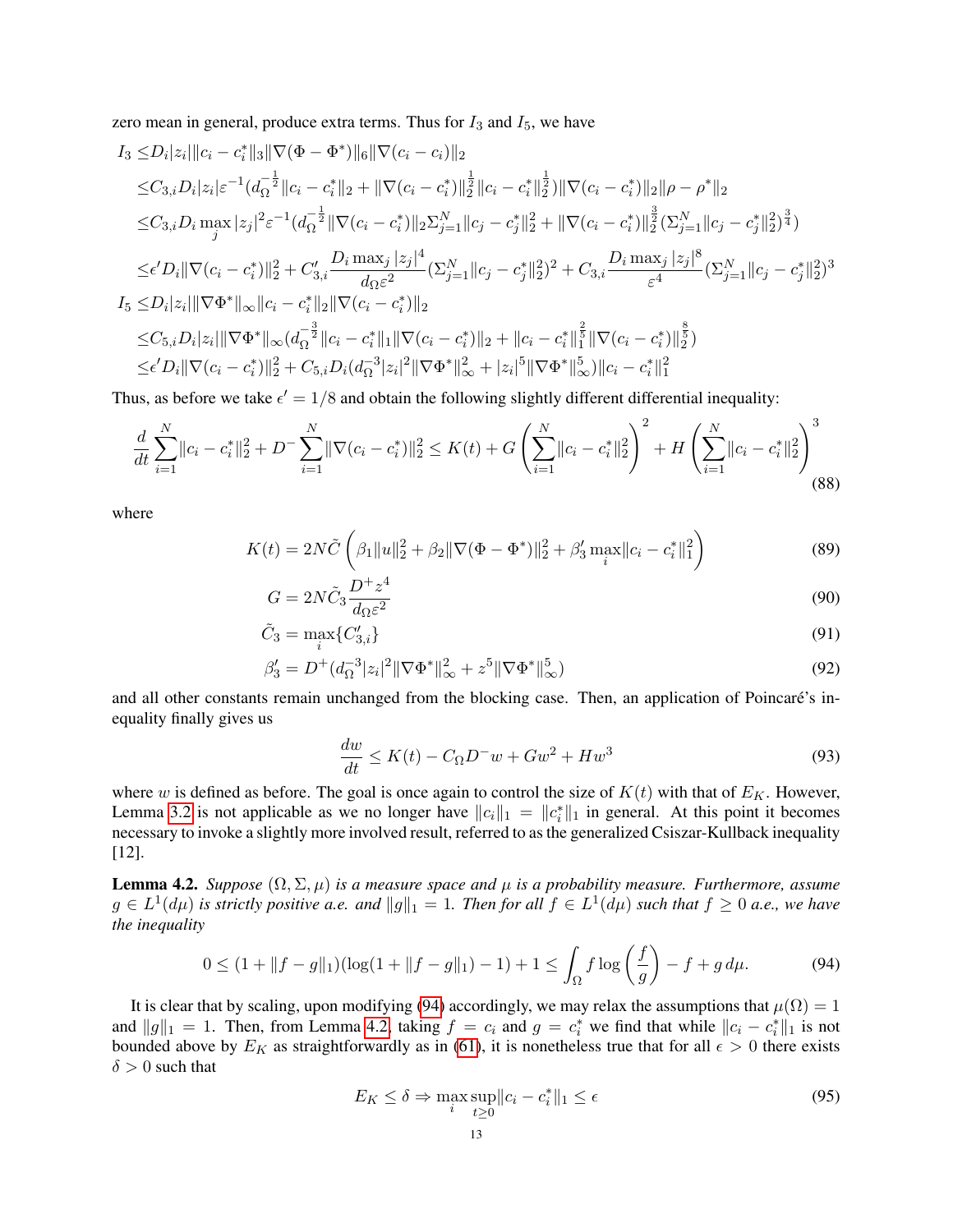zero mean in general, produce extra terms. Thus for $I_3$ and $I_5$, we have

$$
\begin{aligned}
I_3 \le& D_i|z_i|\|c_i - c_i^*\|_3\|\nabla(\Phi - \Phi^*)\|_6\|\nabla(c_i - c_i)\|_2 \\
\le& C_{3,i}D_i|z_i|\varepsilon^{-1}(d_\Omega^{-\frac{1}{2}}\|c_i - c_i^*\|_2 + \|\nabla(c_i - c_i^*)\|_2^{\frac{1}{2}}\|c_i - c_i^*\|_2^{\frac{1}{2}})\|\nabla(c_i - c_i^*)\|_2\|\rho - \rho^*\|_2 \\
\le& C_{3,i}D_i \max_j |z_j|^2\varepsilon^{-1}(d_\Omega^{-\frac{1}{2}}\|\nabla(c_i - c_i^*)\|_2\Sigma_{j=1}^N\|c_j - c_j^*\|_2^2 + \|\nabla(c_i - c_i^*)\|_2^{\frac{3}{2}}(\Sigma_{j=1}^N\|c_j - c_j^*\|_2^2)^{\frac{3}{4}}) \\
\le& \epsilon' D_i\|\nabla(c_i - c_i^*)\|_2^2 + C_{3,i}'\frac{D_i \max_j |z_j|^4}{d_\Omega\varepsilon^2}(\Sigma_{j=1}^N\|c_j - c_j^*\|_2^2)^2 + C_{3,i}\frac{D_i \max_j |z_j|^8}{\varepsilon^4}(\Sigma_{j=1}^N\|c_j - c_j^*\|_2^2)^3 \\
I_5 \le& D_i|z_i|\|\nabla\Phi^*\|_\infty\|c_i - c_i^*\|_2\|\nabla(c_i - c_i^*)\|_2 \\
\le& C_{5,i}D_i|z_i|\|\nabla\Phi^*\|_\infty(d_\Omega^{-\frac{3}{2}}\|c_i - c_i^*\|_1\|\nabla(c_i - c_i^*)\|_2 + \|c_i - c_i^*\|_1^{\frac{2}{5}}\|\nabla(c_i - c_i^*)\|_2^{\frac{8}{5}}) \\
\le& \epsilon' D_i\|\nabla(c_i - c_i^*)\|_2^2 + C_{5,i}D_i(d_\Omega^{-3}|z_i|^2\|\nabla\Phi^*\|_\infty^2 + |z_i|^5\|\nabla\Phi^*\|_\infty^5)\|c_i - c_i^*\|_1^2
\end{aligned}
$$

Thus, as before we take $\epsilon' = 1/8$ and obtain the following slightly different differential inequality:

$$
\frac{d}{dt}\sum_{i=1}^N\|c_i - c_i^*\|_2^2 + D^-\sum_{i=1}^N\|\nabla(c_i - c_i^*)\|_2^2 \le K(t) + G\left(\sum_{i=1}^N\|c_i - c_i^*\|_2^2\right)^2 + H\left(\sum_{i=1}^N\|c_i - c_i^*\|_2^2\right)^3 \tag{88}
$$

where

$$
K(t) = 2N\tilde{C}\left(\beta_1\|u\|_2^2 + \beta_2\|\nabla(\Phi - \Phi^*)\|_2^2 + \beta_3' \max_i\|c_i - c_i^*\|_1^2\right) \tag{89}
$$

$$
G = 2N\tilde{C}_3\frac{D^+z^4}{d_\Omega\varepsilon^2} \tag{90}
$$

$$
\tilde{C}_3 = \max_i\{C_{3,i}'\} \tag{91}
$$

$$
\beta_3' = D^+(d_\Omega^{-3}|z_i|^2\|\nabla\Phi^*\|_\infty^2 + z^5\|\nabla\Phi^*\|_\infty^5) \tag{92}
$$

and all other constants remain unchanged from the blocking case. Then, an application of Poincaré's inequality finally gives us

$$
\frac{dw}{dt} \le K(t) - C_\Omega D^- w + Gw^2 + Hw^3 \tag{93}
$$

where $w$ is defined as before. The goal is once again to control the size of $K(t)$ with that of $E_K$. However, Lemma 3.2 is not applicable as we no longer have $\|c_i\|_1 = \|c_i^*\|_1$ in general. At this point it becomes necessary to invoke a slightly more involved result, referred to as the generalized Csiszar-Kullback inequality [12].

**Lemma 4.2.** *Suppose $(\Omega, \Sigma, \mu)$ is a measure space and $\mu$ is a probability measure. Furthermore, assume $g \in L^1(d\mu)$ is strictly positive a.e. and $\|g\|_1 = 1$. Then for all $f \in L^1(d\mu)$ such that $f \ge 0$ a.e., we have the inequality*

$$
0 \le (1 + \|f - g\|_1)(\log(1 + \|f - g\|_1) - 1) + 1 \le \int_\Omega f\log\left(\frac{f}{g}\right) - f + g\,d\mu. \tag{94}
$$

It is clear that by scaling, upon modifying (94) accordingly, we may relax the assumptions that $\mu(\Omega) = 1$ and $\|g\|_1 = 1$. Then, from Lemma 4.2, taking $f = c_i$ and $g = c_i^*$ we find that while $\|c_i - c_i^*\|_1$ is not bounded above by $E_K$ as straightforwardly as in (61), it is nonetheless true that for all $\epsilon > 0$ there exists $\delta > 0$ such that

$$
E_K \le \delta \Rightarrow \max_i \sup_{t\ge0}\|c_i - c_i^*\|_1 \le \epsilon \tag{95}
$$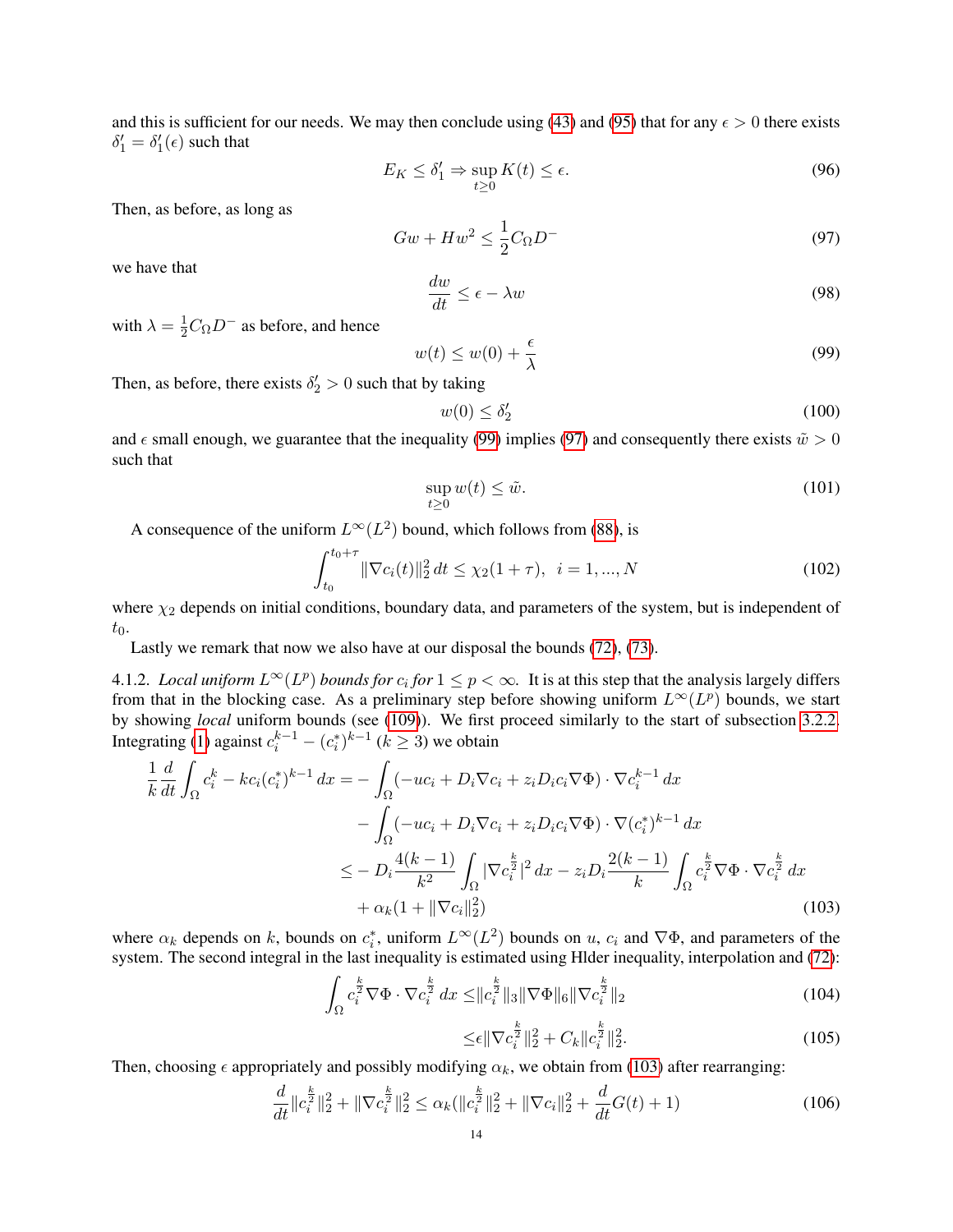and this is sufficient for our needs. We may then conclude using (43) and (95) that for any $\epsilon > 0$ there exists $\delta_1' = \delta_1'(\epsilon)$ such that

$$E_K \leq \delta_1' \Rightarrow \sup_{t\geq 0} K(t) \leq \epsilon. \tag{96}$$

Then, as before, as long as

$$Gw + Hw^2 \leq \frac{1}{2} C_\Omega D^- \tag{97}$$

we have that

$$\frac{dw}{dt} \leq \epsilon - \lambda w \tag{98}$$

with $\lambda = \frac{1}{2} C_\Omega D^-$ as before, and hence

$$w(t) \leq w(0) + \frac{\epsilon}{\lambda} \tag{99}$$

Then, as before, there exists $\delta_2' > 0$ such that by taking

$$w(0) \leq \delta_2' \tag{100}$$

and $\epsilon$ small enough, we guarantee that the inequality (99) implies (97) and consequently there exists $\tilde{w} > 0$ such that

$$\sup_{t\geq 0} w(t) \leq \tilde{w}. \tag{101}$$

A consequence of the uniform $L^\infty(L^2)$ bound, which follows from (88), is

$$\int_{t_0}^{t_0+\tau} \|\nabla c_i(t)\|_2^2 \, dt \leq \chi_2(1+\tau), \quad i = 1, ..., N \tag{102}$$

where $\chi_2$ depends on initial conditions, boundary data, and parameters of the system, but is independent of $t_0$.

Lastly we remark that now we also have at our disposal the bounds (72), (73).

4.1.2. *Local uniform $L^\infty(L^p)$ bounds for $c_i$ for $1 \leq p < \infty$.* It is at this step that the analysis largely differs from that in the blocking case. As a preliminary step before showing uniform $L^\infty(L^p)$ bounds, we start by showing *local* uniform bounds (see (109)). We first proceed similarly to the start of subsection 3.2.2. Integrating (1) against $c_i^{k-1} - (c_i^*)^{k-1}$ ($k \geq 3$) we obtain

$$\begin{aligned}
\frac{1}{k}\frac{d}{dt}\int_\Omega c_i^k - kc_i(c_i^*)^{k-1}\, dx = & -\int_\Omega (-uc_i + D_i \nabla c_i + z_i D_i c_i \nabla \Phi) \cdot \nabla c_i^{k-1} \, dx \\
& - \int_\Omega (-uc_i + D_i \nabla c_i + z_i D_i c_i \nabla \Phi) \cdot \nabla (c_i^*)^{k-1} \, dx \\
\leq & - D_i \frac{4(k-1)}{k^2} \int_\Omega |\nabla c_i^{\frac{k}{2}}|^2 \, dx - z_i D_i \frac{2(k-1)}{k} \int_\Omega c_i^{\frac{k}{2}} \nabla \Phi \cdot \nabla c_i^{\frac{k}{2}} \, dx \\
& + \alpha_k (1 + \|\nabla c_i\|_2^2)
\end{aligned} \tag{103}$$

where $\alpha_k$ depends on $k$, bounds on $c_i^*$, uniform $L^\infty(L^2)$ bounds on $u$, $c_i$ and $\nabla\Phi$, and parameters of the system. The second integral in the last inequality is estimated using Hlder inequality, interpolation and (72):

$$\int_\Omega c_i^{\frac{k}{2}} \nabla \Phi \cdot \nabla c_i^{\frac{k}{2}} \, dx \leq \|c_i^{\frac{k}{2}}\|_3 \|\nabla \Phi\|_6 \|\nabla c_i^{\frac{k}{2}}\|_2 \tag{104}$$

$$\leq \epsilon \|\nabla c_i^{\frac{k}{2}}\|_2^2 + C_k \|c_i^{\frac{k}{2}}\|_2^2. \tag{105}$$

Then, choosing $\epsilon$ appropriately and possibly modifying $\alpha_k$, we obtain from (103) after rearranging:

$$\frac{d}{dt}\|c_i^{\frac{k}{2}}\|_2^2 + \|\nabla c_i^{\frac{k}{2}}\|_2^2 \leq \alpha_k (\|c_i^{\frac{k}{2}}\|_2^2 + \|\nabla c_i\|_2^2 + \frac{d}{dt} G(t) + 1) \tag{106}$$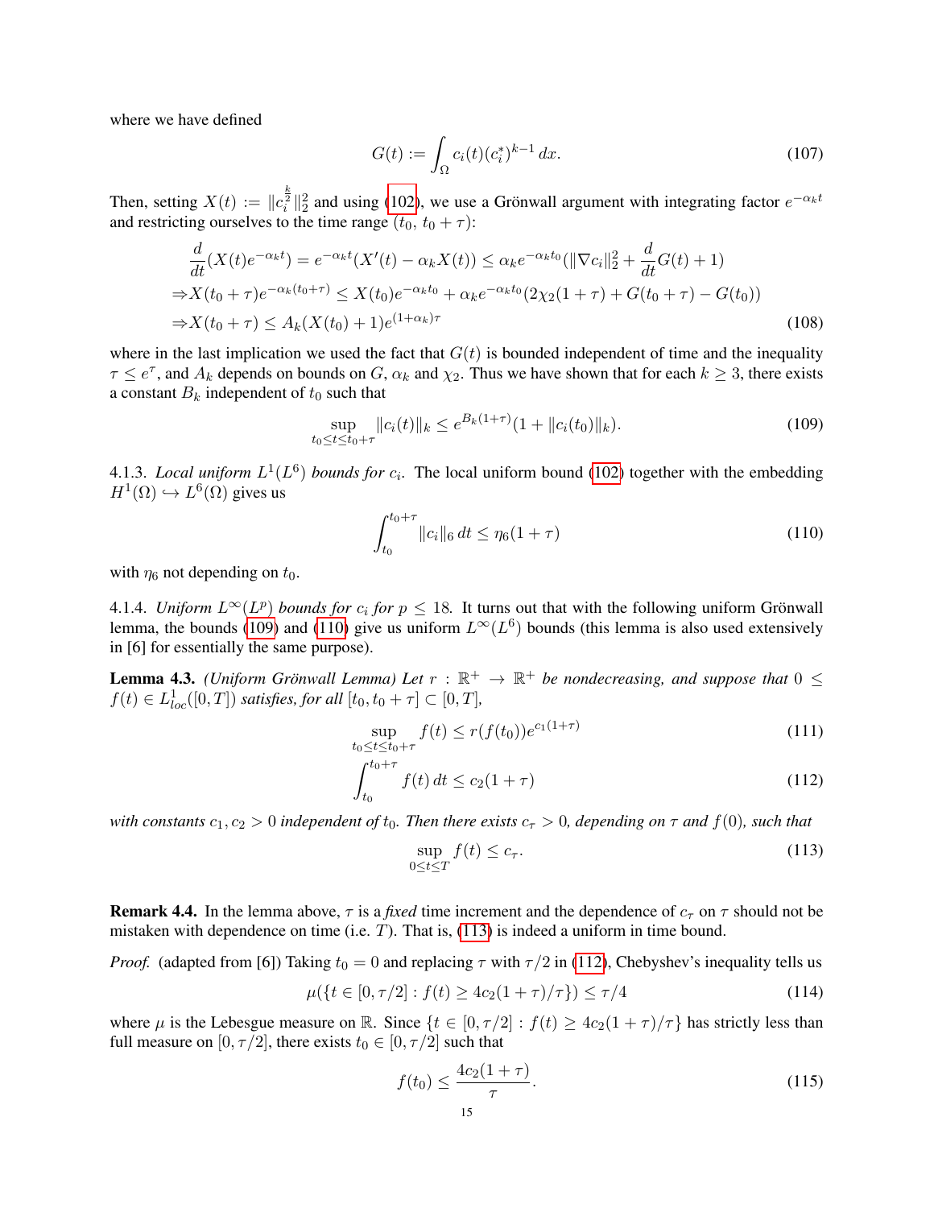where we have defined

$$G(t) := \int_\Omega c_i(t)(c_i^*)^{k-1}\,dx. \tag{107}$$

Then, setting $X(t) := \|c_i^{\frac{k}{2}}\|_2^2$ and using (102), we use a Grönwall argument with integrating factor $e^{-\alpha_k t}$ and restricting ourselves to the time range $(t_0, t_0+\tau)$:

$$\begin{aligned}
&\frac{d}{dt}(X(t)e^{-\alpha_k t}) = e^{-\alpha_k t}(X'(t) - \alpha_k X(t)) \leq \alpha_k e^{-\alpha_k t_0}(\|\nabla c_i\|_2^2 + \frac{d}{dt}G(t) + 1)\\
\Rightarrow &X(t_0+\tau)e^{-\alpha_k(t_0+\tau)} \leq X(t_0)e^{-\alpha_k t_0} + \alpha_k e^{-\alpha_k t_0}(2\chi_2(1+\tau) + G(t_0+\tau) - G(t_0))\\
\Rightarrow &X(t_0+\tau) \leq A_k(X(t_0)+1)e^{(1+\alpha_k)\tau}
\end{aligned} \tag{108}$$

where in the last implication we used the fact that $G(t)$ is bounded independent of time and the inequality $\tau \leq e^\tau$, and $A_k$ depends on bounds on $G$, $\alpha_k$ and $\chi_2$. Thus we have shown that for each $k \geq 3$, there exists a constant $B_k$ independent of $t_0$ such that

$$\sup_{t_0 \leq t \leq t_0+\tau} \|c_i(t)\|_k \leq e^{B_k(1+\tau)}(1 + \|c_i(t_0)\|_k). \tag{109}$$

4.1.3. *Local uniform $L^1(L^6)$ bounds for $c_i$.* The local uniform bound (102) together with the embedding $H^1(\Omega) \hookrightarrow L^6(\Omega)$ gives us

$$\int_{t_0}^{t_0+\tau} \|c_i\|_6\,dt \leq \eta_6(1+\tau) \tag{110}$$

with $\eta_6$ not depending on $t_0$.

4.1.4. *Uniform $L^\infty(L^p)$ bounds for $c_i$ for $p \leq 18$.* It turns out that with the following uniform Grönwall lemma, the bounds (109) and (110) give us uniform $L^\infty(L^6)$ bounds (this lemma is also used extensively in [6] for essentially the same purpose).

**Lemma 4.3.** *(Uniform Grönwall Lemma) Let $r : \mathbb{R}^+ \to \mathbb{R}^+$ be nondecreasing, and suppose that $0 \leq f(t) \in L^1_{loc}([0,T])$ satisfies, for all $[t_0, t_0+\tau] \subset [0,T]$,*

$$\sup_{t_0 \leq t \leq t_0+\tau} f(t) \leq r(f(t_0))e^{c_1(1+\tau)} \tag{111}$$

$$\int_{t_0}^{t_0+\tau} f(t)\,dt \leq c_2(1+\tau) \tag{112}$$

*with constants $c_1, c_2 > 0$ independent of $t_0$. Then there exists $c_\tau > 0$, depending on $\tau$ and $f(0)$, such that*

$$\sup_{0 \leq t \leq T} f(t) \leq c_\tau. \tag{113}$$

**Remark 4.4.** In the lemma above, $\tau$ is a *fixed* time increment and the dependence of $c_\tau$ on $\tau$ should not be mistaken with dependence on time (i.e. $T$). That is, (113) is indeed a uniform in time bound.

*Proof.* (adapted from [6]) Taking $t_0 = 0$ and replacing $\tau$ with $\tau/2$ in (112), Chebyshev's inequality tells us

$$\mu(\{t \in [0, \tau/2] : f(t) \geq 4c_2(1+\tau)/\tau\}) \leq \tau/4 \tag{114}$$

where $\mu$ is the Lebesgue measure on $\mathbb{R}$. Since $\{t \in [0,\tau/2] : f(t) \geq 4c_2(1+\tau)/\tau\}$ has strictly less than full measure on $[0, \tau/2]$, there exists $t_0 \in [0, \tau/2]$ such that

$$f(t_0) \leq \frac{4c_2(1+\tau)}{\tau}. \tag{115}$$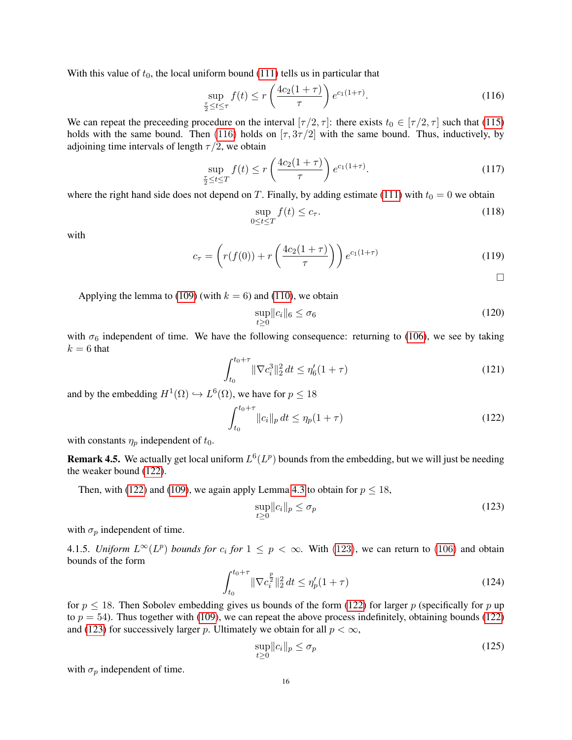With this value of $t_0$, the local uniform bound (111) tells us in particular that

$$\sup_{\frac{\tau}{2}\leq t\leq\tau} f(t) \leq r\left(\frac{4c_2(1+\tau)}{\tau}\right)e^{c_1(1+\tau)}. \tag{116}$$

We can repeat the preceeding procedure on the interval $[\tau/2,\tau]$: there exists $t_0\in[\tau/2,\tau]$ such that (115) holds with the same bound. Then (116) holds on $[\tau,3\tau/2]$ with the same bound. Thus, inductively, by adjoining time intervals of length $\tau/2$, we obtain

$$\sup_{\frac{\tau}{2}\leq t\leq T} f(t) \leq r\left(\frac{4c_2(1+\tau)}{\tau}\right)e^{c_1(1+\tau)}. \tag{117}$$

where the right hand side does not depend on $T$. Finally, by adding estimate (111) with $t_0=0$ we obtain

$$\sup_{0\leq t\leq T} f(t) \leq c_\tau. \tag{118}$$

with

$$c_\tau = \left(r(f(0)) + r\left(\frac{4c_2(1+\tau)}{\tau}\right)\right)e^{c_1(1+\tau)} \tag{119}$$

□

Applying the lemma to (109) (with $k=6$) and (110), we obtain

$$\sup_{t\geq 0}\|c_i\|_6 \leq \sigma_6 \tag{120}$$

with $\sigma_6$ independent of time. We have the following consequence: returning to (106), we see by taking $k=6$ that

$$\int_{t_0}^{t_0+\tau}\|\nabla c_i^3\|_2^2\,dt \leq \eta_6'(1+\tau) \tag{121}$$

and by the embedding $H^1(\Omega)\hookrightarrow L^6(\Omega)$, we have for $p\leq 18$

$$\int_{t_0}^{t_0+\tau}\|c_i\|_p\,dt \leq \eta_p(1+\tau) \tag{122}$$

with constants $\eta_p$ independent of $t_0$.

**Remark 4.5.** We actually get local uniform $L^6(L^p)$ bounds from the embedding, but we will just be needing the weaker bound (122).

Then, with (122) and (109), we again apply Lemma 4.3 to obtain for $p\leq 18$,

$$\sup_{t\geq 0}\|c_i\|_p \leq \sigma_p \tag{123}$$

with $\sigma_p$ independent of time.

4.1.5. *Uniform $L^\infty(L^p)$ bounds for $c_i$ for $1\leq p<\infty$.* With (123), we can return to (106) and obtain bounds of the form

$$\int_{t_0}^{t_0+\tau}\|\nabla c_i^{\frac{p}{2}}\|_2^2\,dt \leq \eta_p'(1+\tau) \tag{124}$$

for $p\leq 18$. Then Sobolev embedding gives us bounds of the form (122) for larger $p$ (specifically for $p$ up to $p=54$). Thus together with (109), we can repeat the above process indefinitely, obtaining bounds (122) and (123) for successively larger $p$. Ultimately we obtain for all $p<\infty$,

$$\sup_{t\geq 0}\|c_i\|_p \leq \sigma_p \tag{125}$$

with $\sigma_p$ independent of time.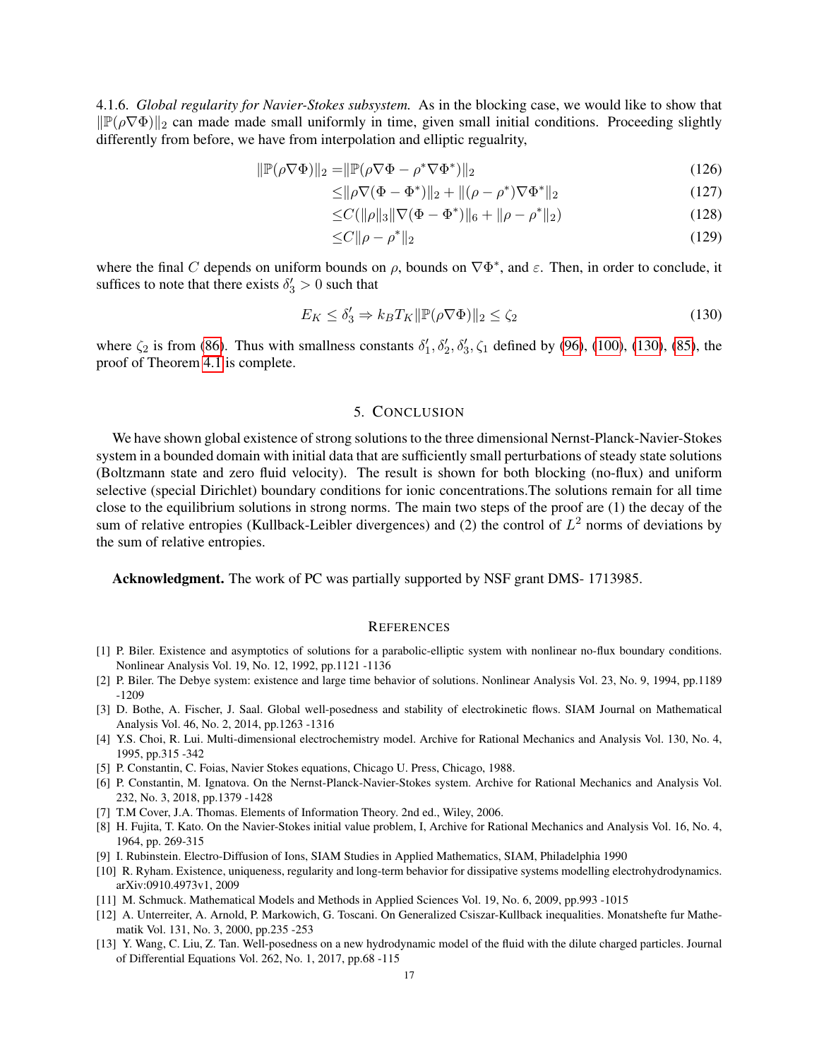4.1.6. *Global regularity for Navier-Stokes subsystem.* As in the blocking case, we would like to show that $\|\mathbb{P}(\rho\nabla\Phi)\|_2$ can made made small uniformly in time, given small initial conditions. Proceeding slightly differently from before, we have from interpolation and elliptic regualrity,

$$
\begin{aligned}
\|\mathbb{P}(\rho\nabla\Phi)\|_2 =& \|\mathbb{P}(\rho\nabla\Phi - \rho^*\nabla\Phi^*)\|_2 && (126)\\
\leq& \|\rho\nabla(\Phi-\Phi^*)\|_2 + \|(\rho-\rho^*)\nabla\Phi^*\|_2 && (127)\\
\leq& C(\|\rho\|_3\|\nabla(\Phi-\Phi^*)\|_6 + \|\rho-\rho^*\|_2) && (128)\\
\leq& C\|\rho-\rho^*\|_2 && (129)
\end{aligned}
$$

where the final $C$ depends on uniform bounds on $\rho$, bounds on $\nabla\Phi^*$, and $\varepsilon$. Then, in order to conclude, it suffices to note that there exists $\delta_3' > 0$ such that

$$
E_K \leq \delta_3' \Rightarrow k_B T_K \|\mathbb{P}(\rho\nabla\Phi)\|_2 \leq \zeta_2 \tag{130}
$$

where $\zeta_2$ is from (86). Thus with smallness constants $\delta_1', \delta_2', \delta_3', \zeta_1$ defined by (96), (100), (130), (85), the proof of Theorem 4.1 is complete.

## 5. Conclusion

We have shown global existence of strong solutions to the three dimensional Nernst-Planck-Navier-Stokes system in a bounded domain with initial data that are sufficiently small perturbations of steady state solutions (Boltzmann state and zero fluid velocity). The result is shown for both blocking (no-flux) and uniform selective (special Dirichlet) boundary conditions for ionic concentrations.The solutions remain for all time close to the equilibrium solutions in strong norms. The main two steps of the proof are (1) the decay of the sum of relative entropies (Kullback-Leibler divergences) and (2) the control of $L^2$ norms of deviations by the sum of relative entropies.

**Acknowledgment.** The work of PC was partially supported by NSF grant DMS- 1713985.

## References

[1] P. Biler. Existence and asymptotics of solutions for a parabolic-elliptic system with nonlinear no-flux boundary conditions. Nonlinear Analysis Vol. 19, No. 12, 1992, pp.1121 -1136

[2] P. Biler. The Debye system: existence and large time behavior of solutions. Nonlinear Analysis Vol. 23, No. 9, 1994, pp.1189 -1209

[3] D. Bothe, A. Fischer, J. Saal. Global well-posedness and stability of electrokinetic flows. SIAM Journal on Mathematical Analysis Vol. 46, No. 2, 2014, pp.1263 -1316

[4] Y.S. Choi, R. Lui. Multi-dimensional electrochemistry model. Archive for Rational Mechanics and Analysis Vol. 130, No. 4, 1995, pp.315 -342

[5] P. Constantin, C. Foias, Navier Stokes equations, Chicago U. Press, Chicago, 1988.

[6] P. Constantin, M. Ignatova. On the Nernst-Planck-Navier-Stokes system. Archive for Rational Mechanics and Analysis Vol. 232, No. 3, 2018, pp.1379 -1428

[7] T.M Cover, J.A. Thomas. Elements of Information Theory. 2nd ed., Wiley, 2006.

[8] H. Fujita, T. Kato. On the Navier-Stokes initial value problem, I, Archive for Rational Mechanics and Analysis Vol. 16, No. 4, 1964, pp. 269-315

[9] I. Rubinstein. Electro-Diffusion of Ions, SIAM Studies in Applied Mathematics, SIAM, Philadelphia 1990

[10] R. Ryham. Existence, uniqueness, regularity and long-term behavior for dissipative systems modelling electrohydrodynamics. arXiv:0910.4973v1, 2009

[11] M. Schmuck. Mathematical Models and Methods in Applied Sciences Vol. 19, No. 6, 2009, pp.993 -1015

[12] A. Unterreiter, A. Arnold, P. Markowich, G. Toscani. On Generalized Csiszar-Kullback inequalities. Monatshefte fur Mathematik Vol. 131, No. 3, 2000, pp.235 -253

[13] Y. Wang, C. Liu, Z. Tan. Well-posedness on a new hydrodynamic model of the fluid with the dilute charged particles. Journal of Differential Equations Vol. 262, No. 1, 2017, pp.68 -115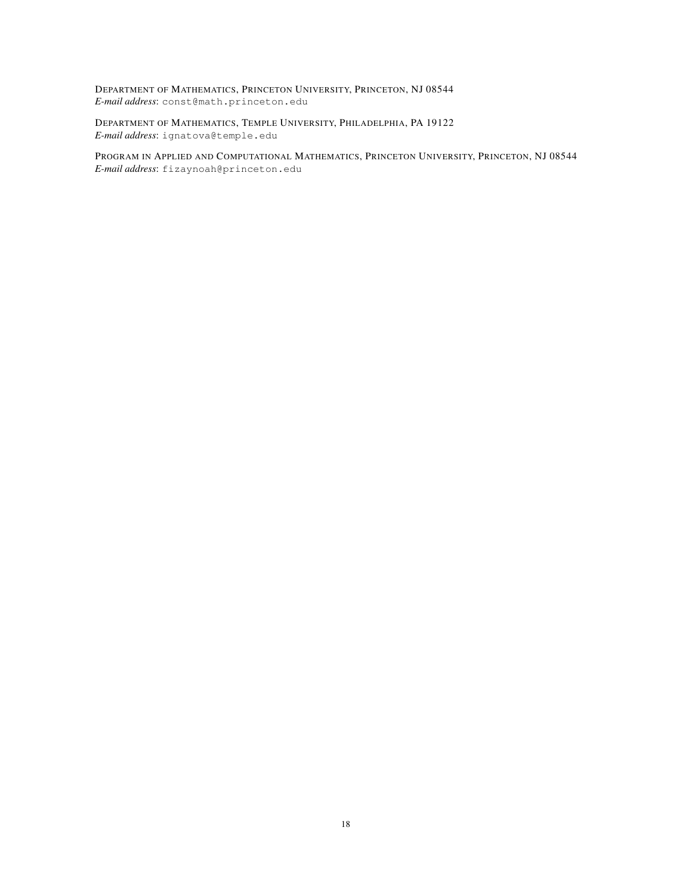DEPARTMENT OF MATHEMATICS, PRINCETON UNIVERSITY, PRINCETON, NJ 08544
*E-mail address*: const@math.princeton.edu

DEPARTMENT OF MATHEMATICS, TEMPLE UNIVERSITY, PHILADELPHIA, PA 19122
*E-mail address*: ignatova@temple.edu

PROGRAM IN APPLIED AND COMPUTATIONAL MATHEMATICS, PRINCETON UNIVERSITY, PRINCETON, NJ 08544
*E-mail address*: fizaynoah@princeton.edu